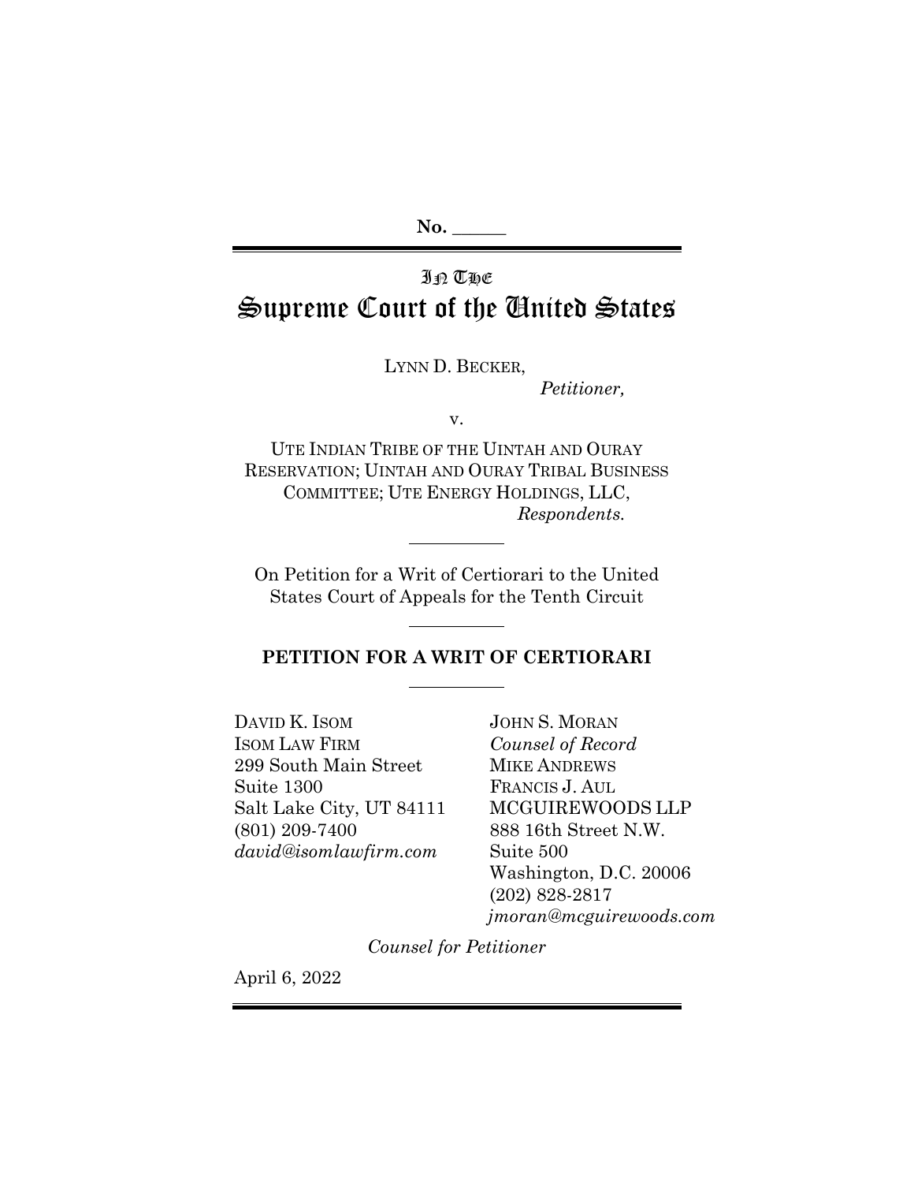**No. \_\_\_\_\_\_**

IN THE

# Supreme Court of the United States

LYNN D. BECKER,

*Petitioner,*

v.

UTE INDIAN TRIBE OF THE UINTAH AND OURAY RESERVATION; UINTAH AND OURAY TRIBAL BUSINESS COMMITTEE; UTE ENERGY HOLDINGS, LLC,

*Respondents.*

---

On Petition for a Writ of Certiorari to the United States Court of Appeals for the Tenth Circuit

---

**PETITION FOR A WRIT OF CERTIORARI**

---

DAVID K. ISOM
ISOM LAW FIRM
299 South Main Street
Suite 1300
Salt Lake City, UT 84111
(801) 209-7400
*david@isomlawfirm.com*

JOHN S. MORAN
*Counsel of Record*
MIKE ANDREWS
FRANCIS J. AUL
MCGUIREWOODS LLP
888 16th Street N.W.
Suite 500
Washington, D.C. 20006
(202) 828-2817
*jmoran@mcguirewoods.com*

*Counsel for Petitioner*

April 6, 2022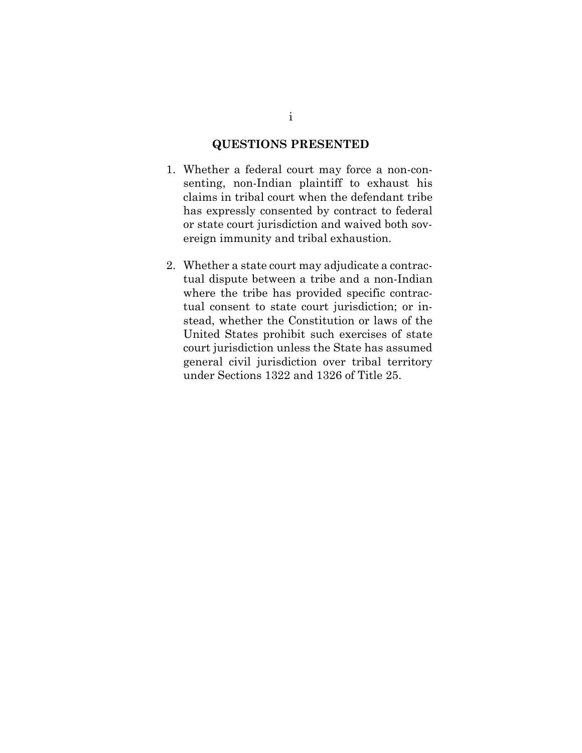## QUESTIONS PRESENTED

1. Whether a federal court may force a non-consenting, non-Indian plaintiff to exhaust his claims in tribal court when the defendant tribe has expressly consented by contract to federal or state court jurisdiction and waived both sovereign immunity and tribal exhaustion.

2. Whether a state court may adjudicate a contractual dispute between a tribe and a non-Indian where the tribe has provided specific contractual consent to state court jurisdiction; or instead, whether the Constitution or laws of the United States prohibit such exercises of state court jurisdiction unless the State has assumed general civil jurisdiction over tribal territory under Sections 1322 and 1326 of Title 25.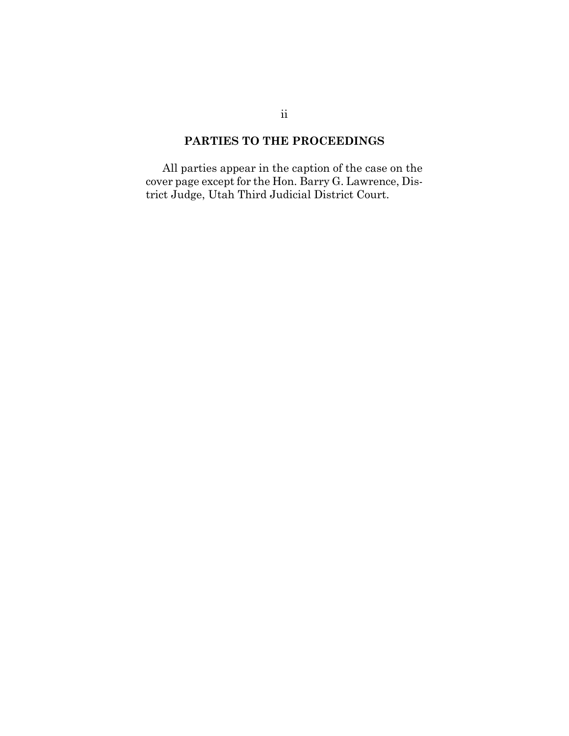## PARTIES TO THE PROCEEDINGS

All parties appear in the caption of the case on the cover page except for the Hon. Barry G. Lawrence, District Judge, Utah Third Judicial District Court.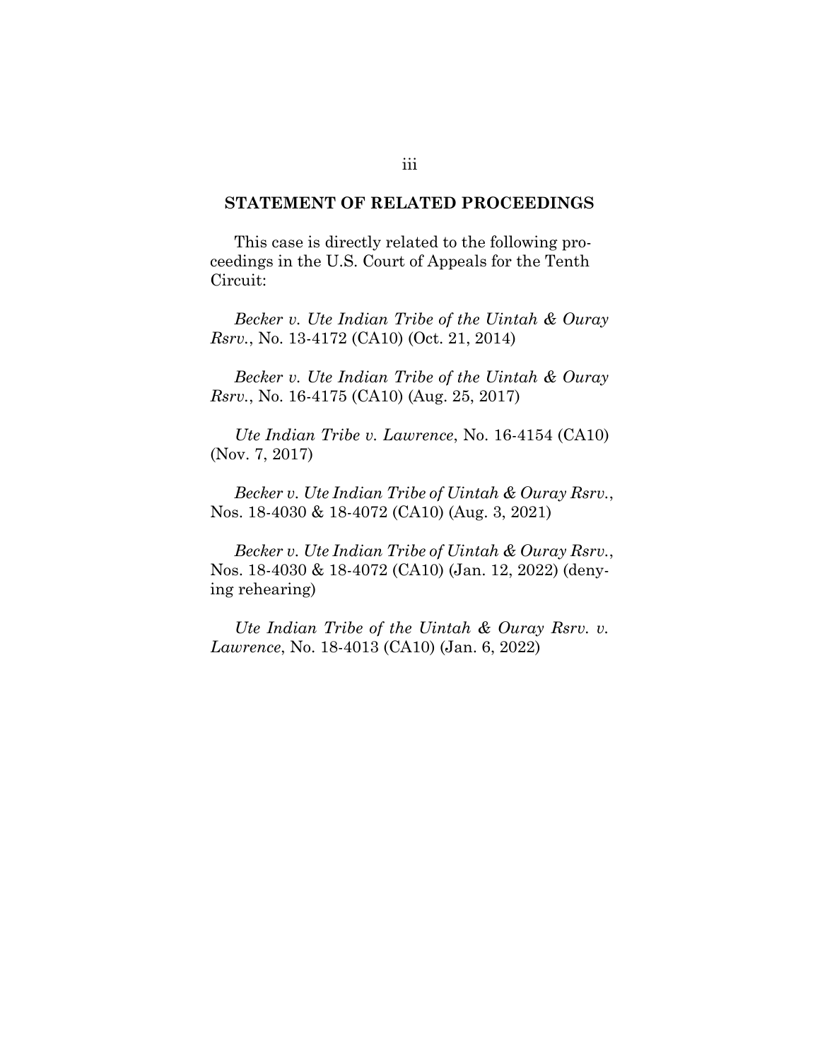## STATEMENT OF RELATED PROCEEDINGS

This case is directly related to the following proceedings in the U.S. Court of Appeals for the Tenth Circuit:

*Becker v. Ute Indian Tribe of the Uintah & Ouray Rsrv.*, No. 13-4172 (CA10) (Oct. 21, 2014)

*Becker v. Ute Indian Tribe of the Uintah & Ouray Rsrv.*, No. 16-4175 (CA10) (Aug. 25, 2017)

*Ute Indian Tribe v. Lawrence*, No. 16-4154 (CA10) (Nov. 7, 2017)

*Becker v. Ute Indian Tribe of Uintah & Ouray Rsrv.*, Nos. 18-4030 & 18-4072 (CA10) (Aug. 3, 2021)

*Becker v. Ute Indian Tribe of Uintah & Ouray Rsrv.*, Nos. 18-4030 & 18-4072 (CA10) (Jan. 12, 2022) (denying rehearing)

*Ute Indian Tribe of the Uintah & Ouray Rsrv. v. Lawrence*, No. 18-4013 (CA10) (Jan. 6, 2022)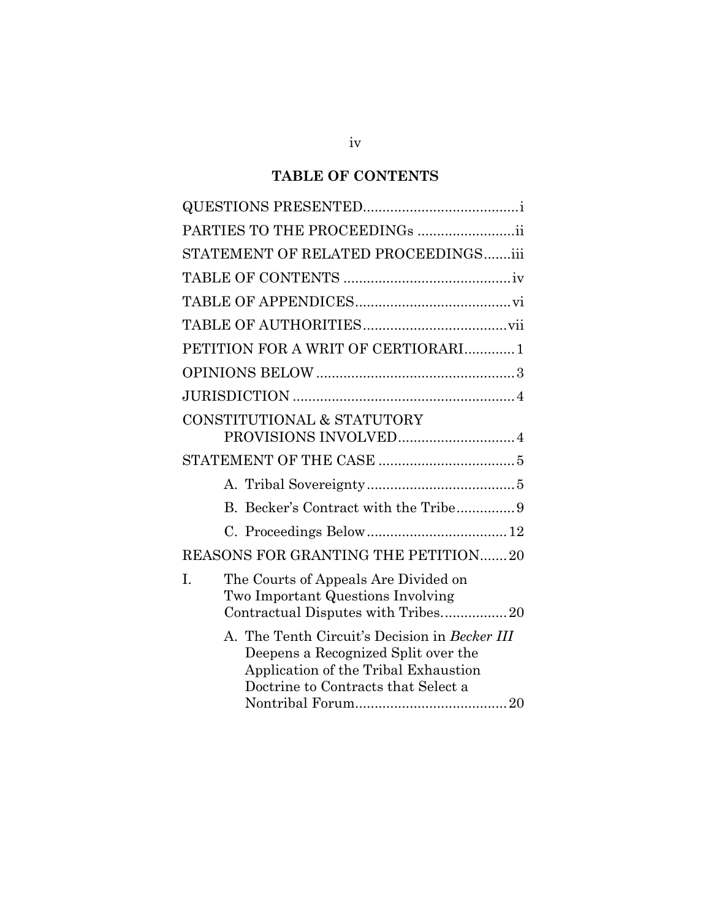## TABLE OF CONTENTS

QUESTIONS PRESENTED........................................i

PARTIES TO THE PROCEEDINGs .........................ii

STATEMENT OF RELATED PROCEEDINGS.......iii

TABLE OF CONTENTS ...........................................iv

TABLE OF APPENDICES........................................vi

TABLE OF AUTHORITIES.....................................vii

PETITION FOR A WRIT OF CERTIORARI.............1

OPINIONS BELOW ...................................................3

JURISDICTION .........................................................4

CONSTITUTIONAL & STATUTORY PROVISIONS INVOLVED.............................4

STATEMENT OF THE CASE ...................................5

- A. Tribal Sovereignty......................................5
- B. Becker's Contract with the Tribe...............9
- C. Proceedings Below....................................12

REASONS FOR GRANTING THE PETITION.......20

I. The Courts of Appeals Are Divided on Two Important Questions Involving Contractual Disputes with Tribes.................20

- A. The Tenth Circuit's Decision in *Becker III* Deepens a Recognized Split over the Application of the Tribal Exhaustion Doctrine to Contracts that Select a Nontribal Forum.......................................20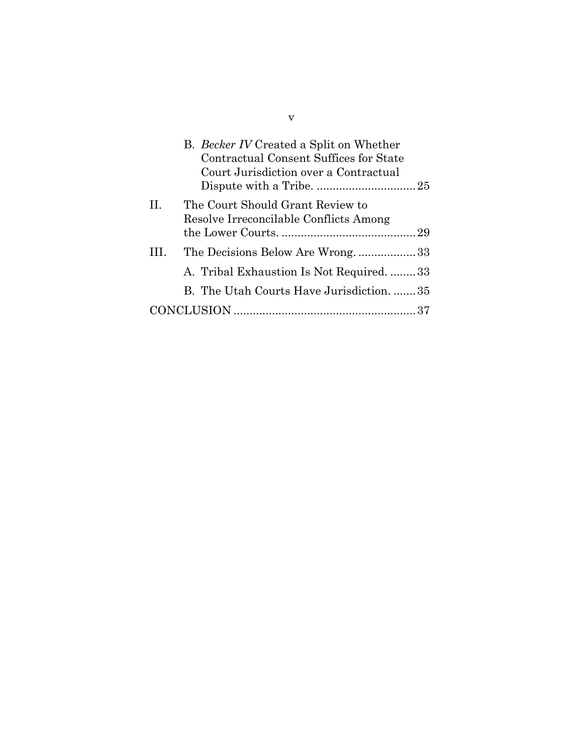B. *Becker IV* Created a Split on Whether Contractual Consent Suffices for State Court Jurisdiction over a Contractual Dispute with a Tribe. .............................. 25

II. The Court Should Grant Review to Resolve Irreconcilable Conflicts Among the Lower Courts. .......................................... 29

III. The Decisions Below Are Wrong. .................. 33

A. Tribal Exhaustion Is Not Required. ........ 33

B. The Utah Courts Have Jurisdiction. ....... 35

CONCLUSION ........................................................ 37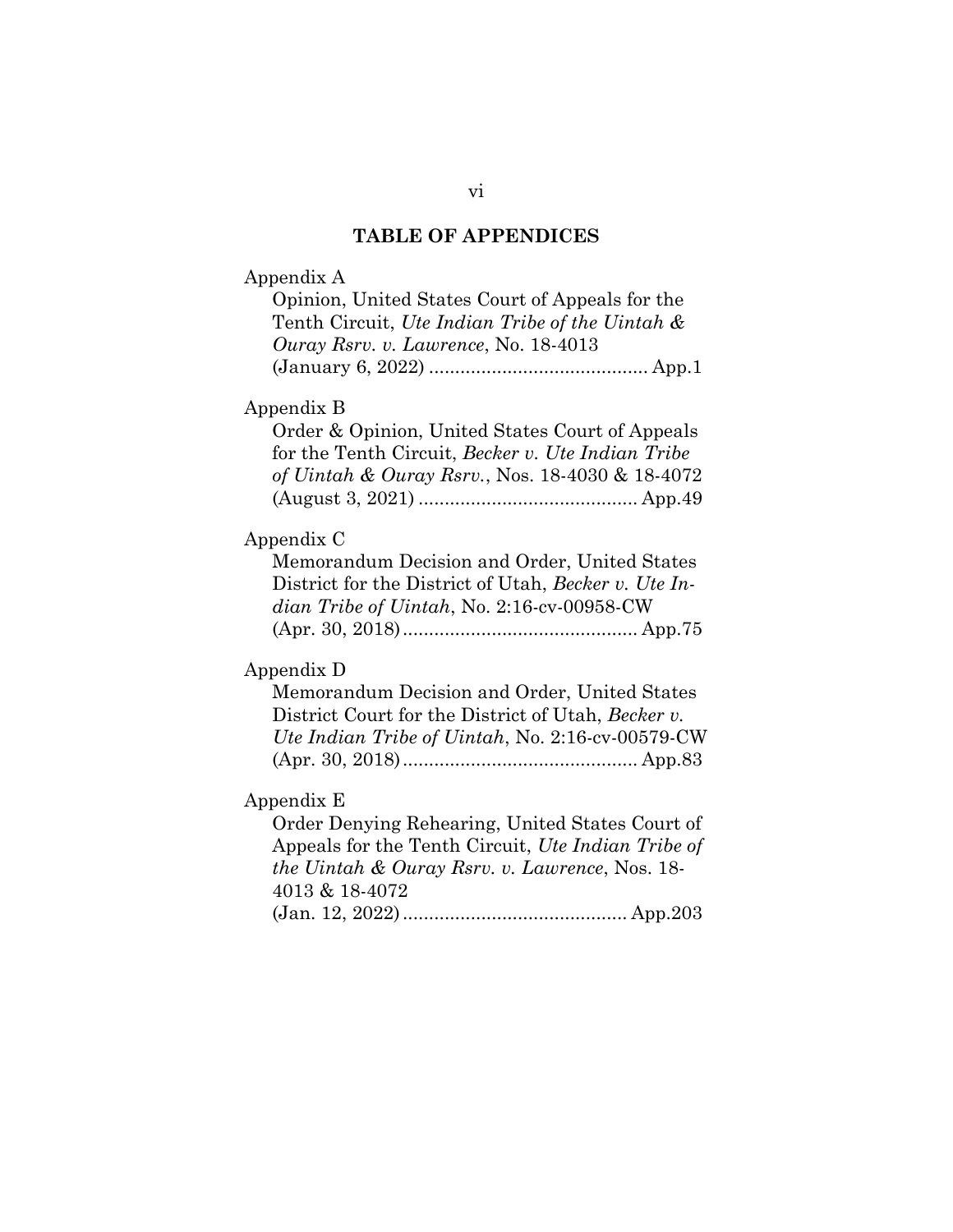## TABLE OF APPENDICES

Appendix A
Opinion, United States Court of Appeals for the Tenth Circuit, *Ute Indian Tribe of the Uintah & Ouray Rsrv. v. Lawrence*, No. 18-4013 (January 6, 2022) .......................................... App.1

Appendix B
Order & Opinion, United States Court of Appeals for the Tenth Circuit, *Becker v. Ute Indian Tribe of Uintah & Ouray Rsrv.*, Nos. 18-4030 & 18-4072 (August 3, 2021) .......................................... App.49

Appendix C
Memorandum Decision and Order, United States District for the District of Utah, *Becker v. Ute Indian Tribe of Uintah*, No. 2:16-cv-00958-CW (Apr. 30, 2018) ............................................. App.75

Appendix D
Memorandum Decision and Order, United States District Court for the District of Utah, *Becker v. Ute Indian Tribe of Uintah*, No. 2:16-cv-00579-CW (Apr. 30, 2018) ............................................. App.83

Appendix E
Order Denying Rehearing, United States Court of Appeals for the Tenth Circuit, *Ute Indian Tribe of the Uintah & Ouray Rsrv. v. Lawrence*, Nos. 18-4013 & 18-4072 (Jan. 12, 2022) ........................................... App.203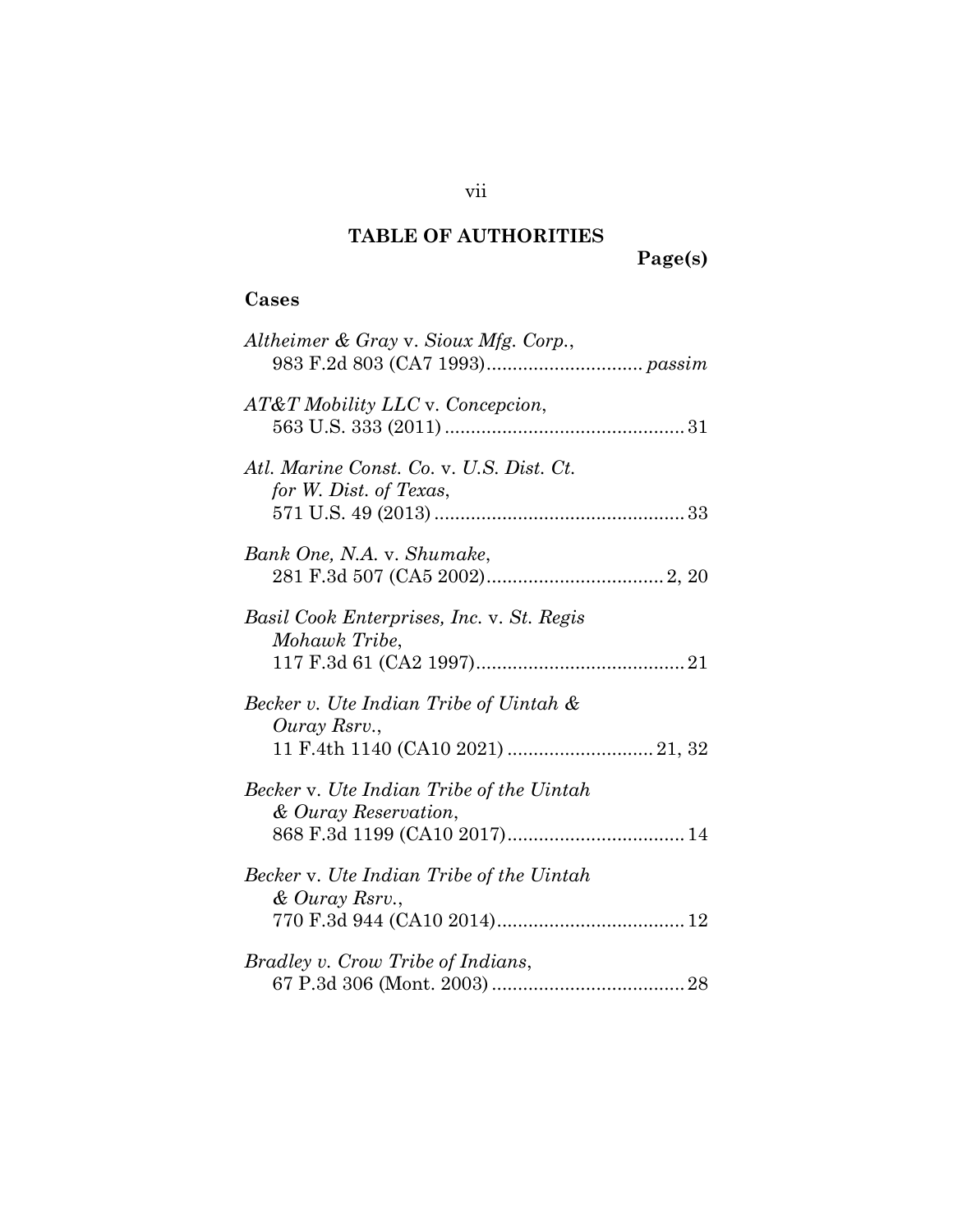# TABLE OF AUTHORITIES

**Page(s)**

## Cases

*Altheimer & Gray* v. *Sioux Mfg. Corp.*, 983 F.2d 803 (CA7 1993) .............................. *passim*

*AT&T Mobility LLC* v. *Concepcion*, 563 U.S. 333 (2011) .............................................. 31

*Atl. Marine Const. Co.* v. *U.S. Dist. Ct. for W. Dist. of Texas*, 571 U.S. 49 (2013) ................................................ 33

*Bank One, N.A.* v. *Shumake*, 281 F.3d 507 (CA5 2002) .................................. 2, 20

*Basil Cook Enterprises, Inc.* v. *St. Regis Mohawk Tribe*, 117 F.3d 61 (CA2 1997) ........................................ 21

*Becker v. Ute Indian Tribe of Uintah & Ouray Rsrv.*, 11 F.4th 1140 (CA10 2021) ............................ 21, 32

*Becker* v. *Ute Indian Tribe of the Uintah & Ouray Reservation*, 868 F.3d 1199 (CA10 2017) .................................. 14

*Becker* v. *Ute Indian Tribe of the Uintah & Ouray Rsrv.*, 770 F.3d 944 (CA10 2014) .................................... 12

*Bradley v. Crow Tribe of Indians*, 67 P.3d 306 (Mont. 2003) ..................................... 28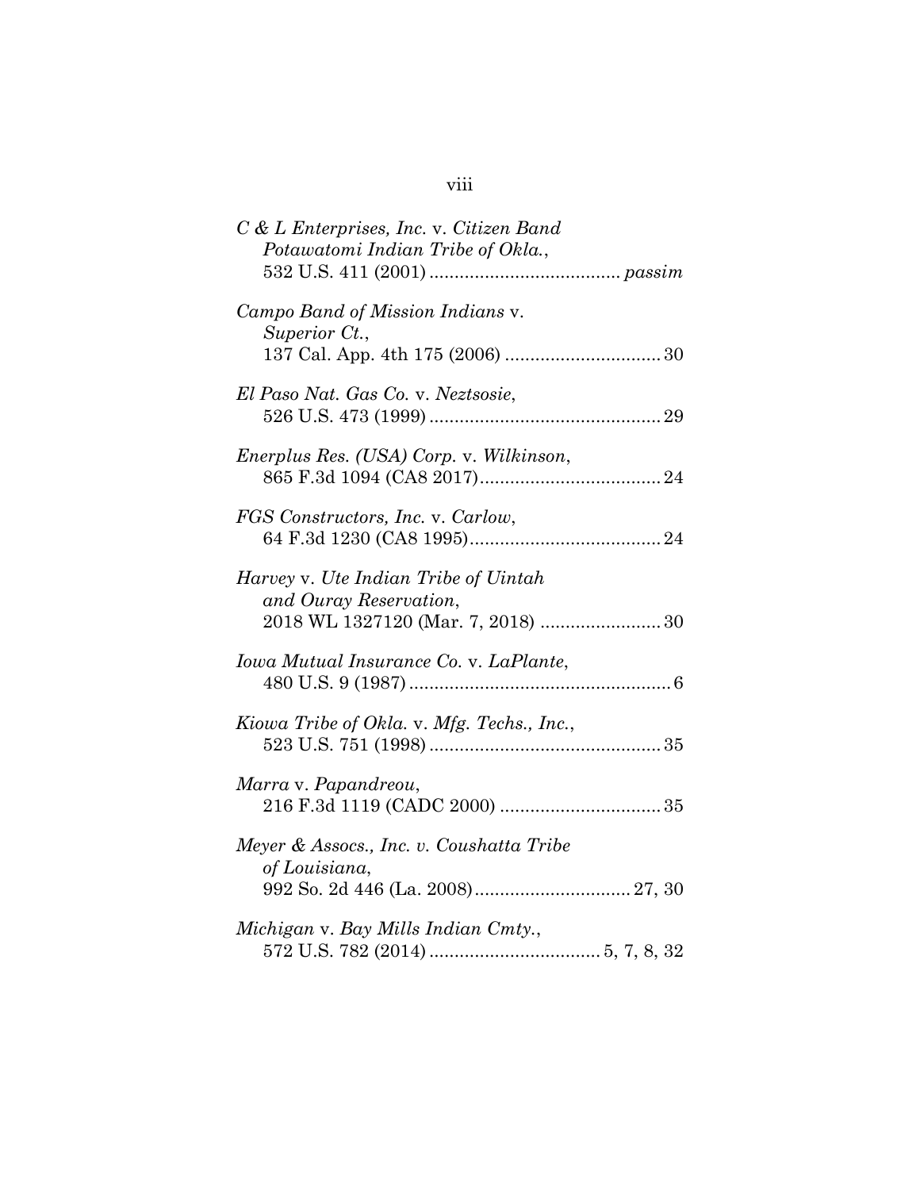*C & L Enterprises, Inc.* v. *Citizen Band Potawatomi Indian Tribe of Okla.*, 532 U.S. 411 (2001) ..................................... *passim*

*Campo Band of Mission Indians* v. *Superior Ct.*, 137 Cal. App. 4th 175 (2006) ............................... 30

*El Paso Nat. Gas Co.* v. *Neztsosie*, 526 U.S. 473 (1999) .............................................. 29

*Enerplus Res. (USA) Corp.* v. *Wilkinson*, 865 F.3d 1094 (CA8 2017).................................... 24

*FGS Constructors, Inc.* v. *Carlow*, 64 F.3d 1230 (CA8 1995)...................................... 24

*Harvey* v. *Ute Indian Tribe of Uintah and Ouray Reservation*, 2018 WL 1327120 (Mar. 7, 2018) ........................ 30

*Iowa Mutual Insurance Co.* v. *LaPlante*, 480 U.S. 9 (1987) .................................................... 6

*Kiowa Tribe of Okla.* v. *Mfg. Techs., Inc.*, 523 U.S. 751 (1998) .............................................. 35

*Marra* v. *Papandreou*, 216 F.3d 1119 (CADC 2000) ................................ 35

*Meyer & Assocs., Inc. v. Coushatta Tribe of Louisiana*, 992 So. 2d 446 (La. 2008)............................... 27, 30

*Michigan* v. *Bay Mills Indian Cmty.*, 572 U.S. 782 (2014) .................................. 5, 7, 8, 32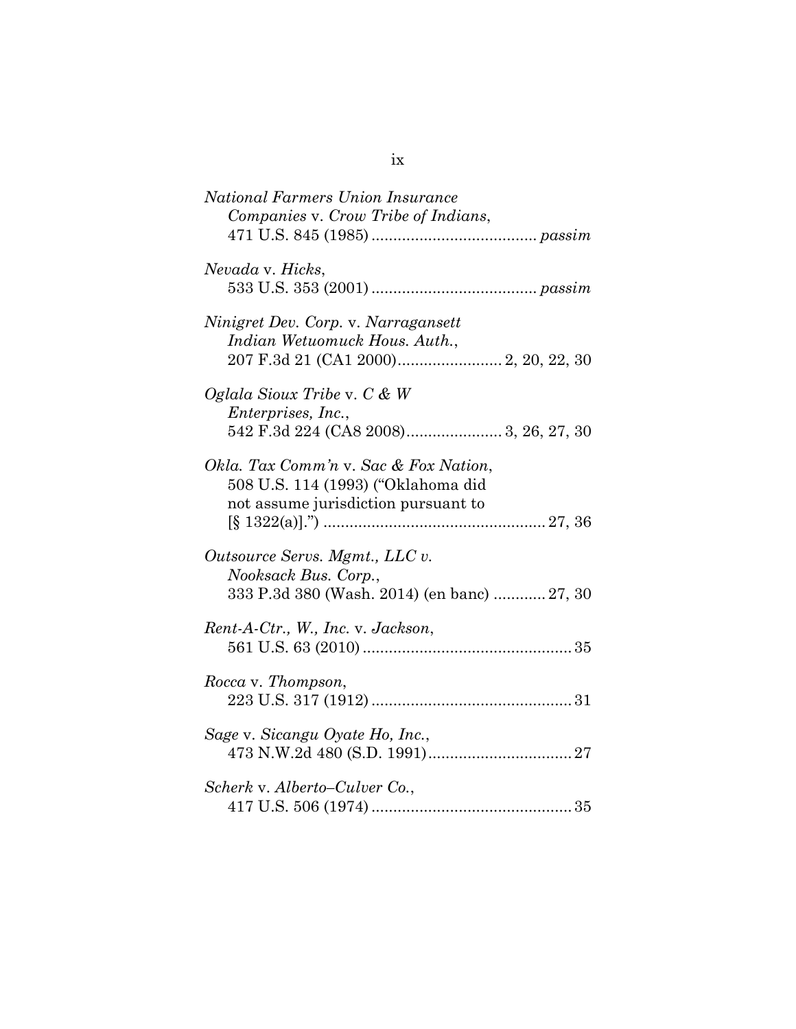*National Farmers Union Insurance Companies* v. *Crow Tribe of Indians*, 471 U.S. 845 (1985) ..................................... *passim*

*Nevada* v. *Hicks*, 533 U.S. 353 (2001) ..................................... *passim*

*Ninigret Dev. Corp.* v. *Narragansett Indian Wetuomuck Hous. Auth.*, 207 F.3d 21 (CA1 2000)........................ 2, 20, 22, 30

*Oglala Sioux Tribe* v. *C & W Enterprises, Inc.*, 542 F.3d 224 (CA8 2008)...................... 3, 26, 27, 30

*Okla. Tax Comm'n* v. *Sac & Fox Nation*, 508 U.S. 114 (1993) ("Oklahoma did not assume jurisdiction pursuant to [§ 1322(a)].") .................................................. 27, 36

*Outsource Servs. Mgmt., LLC v. Nooksack Bus. Corp.*, 333 P.3d 380 (Wash. 2014) (en banc) ............ 27, 30

*Rent-A-Ctr., W., Inc.* v. *Jackson*, 561 U.S. 63 (2010) ................................................ 35

*Rocca* v. *Thompson*, 223 U.S. 317 (1912) .............................................. 31

*Sage* v. *Sicangu Oyate Ho, Inc.*, 473 N.W.2d 480 (S.D. 1991)................................. 27

*Scherk* v. *Alberto–Culver Co.*, 417 U.S. 506 (1974) .............................................. 35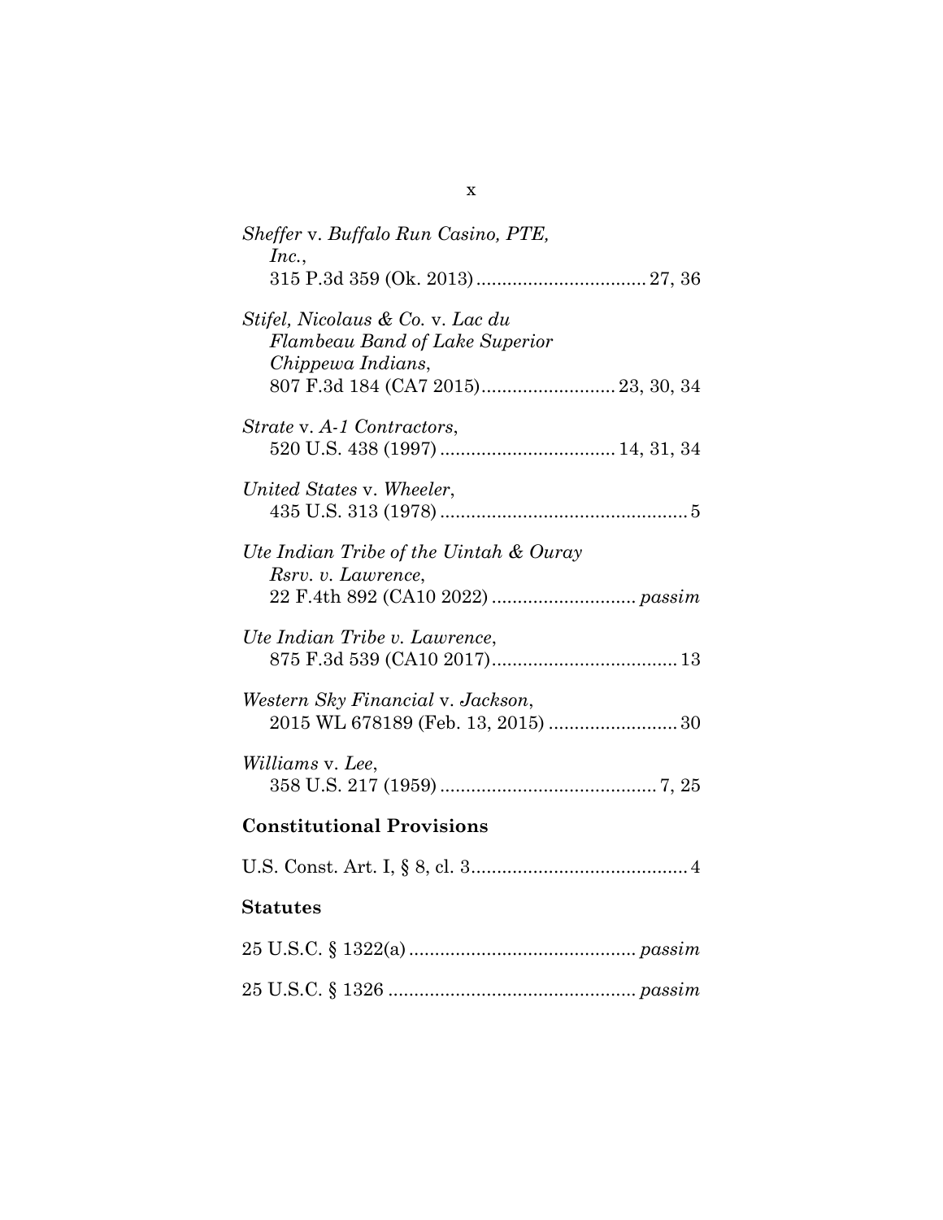*Sheffer* v. *Buffalo Run Casino, PTE, Inc.*,
315 P.3d 359 (Ok. 2013) ................................ 27, 36

*Stifel, Nicolaus & Co.* v. *Lac du Flambeau Band of Lake Superior Chippewa Indians*,
807 F.3d 184 (CA7 2015) ......................... 23, 30, 34

*Strate* v. *A-1 Contractors*,
520 U.S. 438 (1997) ................................. 14, 31, 34

*United States* v. *Wheeler*,
435 U.S. 313 (1978) ................................................ 5

*Ute Indian Tribe of the Uintah & Ouray Rsrv. v. Lawrence*,
22 F.4th 892 (CA10 2022) ........................... *passim*

*Ute Indian Tribe v. Lawrence*,
875 F.3d 539 (CA10 2017) .................................... 13

*Western Sky Financial* v. *Jackson*,
2015 WL 678189 (Feb. 13, 2015) ........................ 30

*Williams* v. *Lee*,
358 U.S. 217 (1959) .......................................... 7, 25

## Constitutional Provisions

U.S. Const. Art. I, § 8, cl. 3 .......................................... 4

## Statutes

25 U.S.C. § 1322(a) ........................................... *passim*

25 U.S.C. § 1326 ............................................... *passim*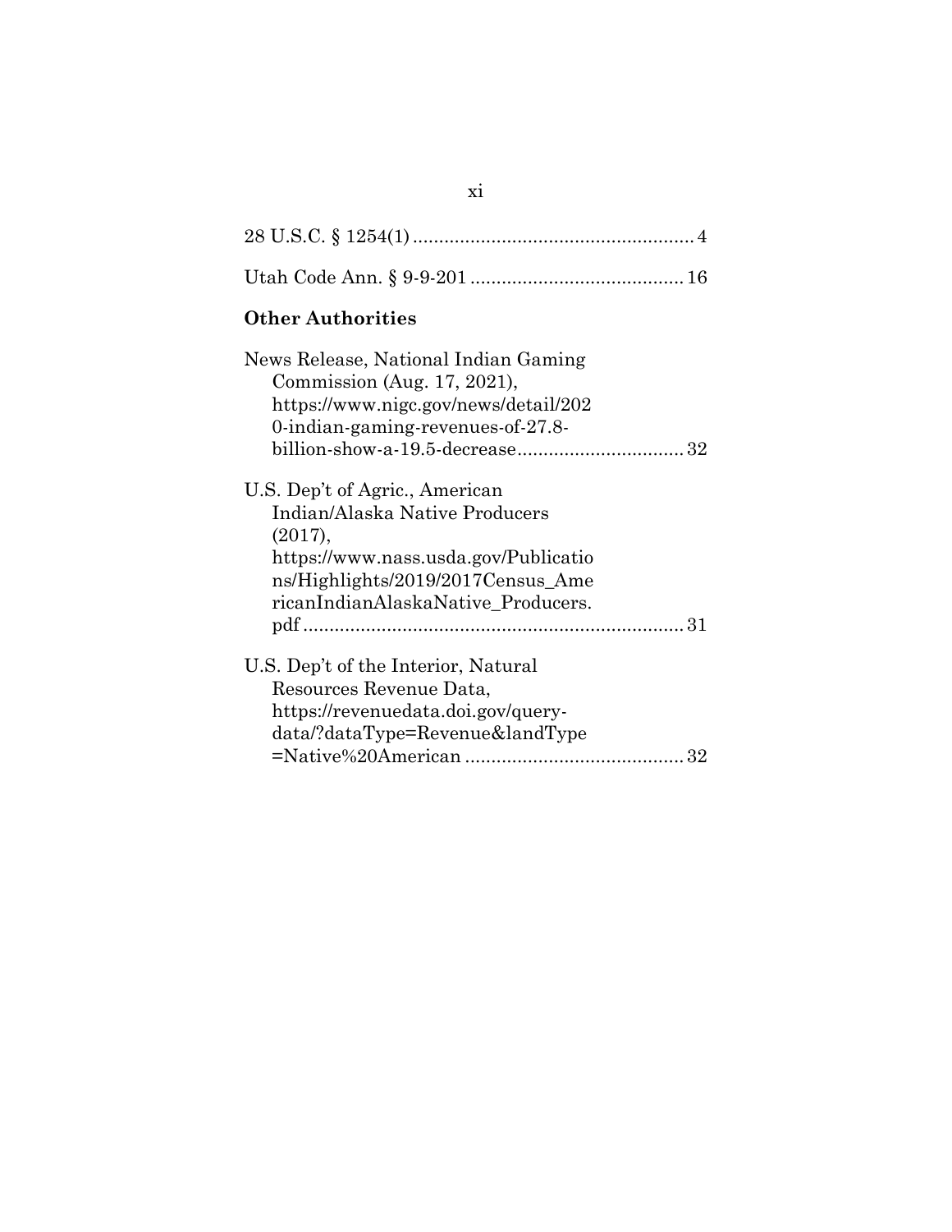28 U.S.C. § 1254(1) ...................................................... 4

Utah Code Ann. § 9-9-201 ......................................... 16

**Other Authorities**

News Release, National Indian Gaming Commission (Aug. 17, 2021), https://www.nigc.gov/news/detail/2020-indian-gaming-revenues-of-27.8-billion-show-a-19.5-decrease ................................ 32

U.S. Dep't of Agric., American Indian/Alaska Native Producers (2017), https://www.nass.usda.gov/Publications/Highlights/2019/2017Census_AmericanIndianAlaskaNative_Producers.pdf ........................................................................ 31

U.S. Dep't of the Interior, Natural Resources Revenue Data, https://revenuedata.doi.gov/query-data/?dataType=Revenue&landType=Native%20American .......................................... 32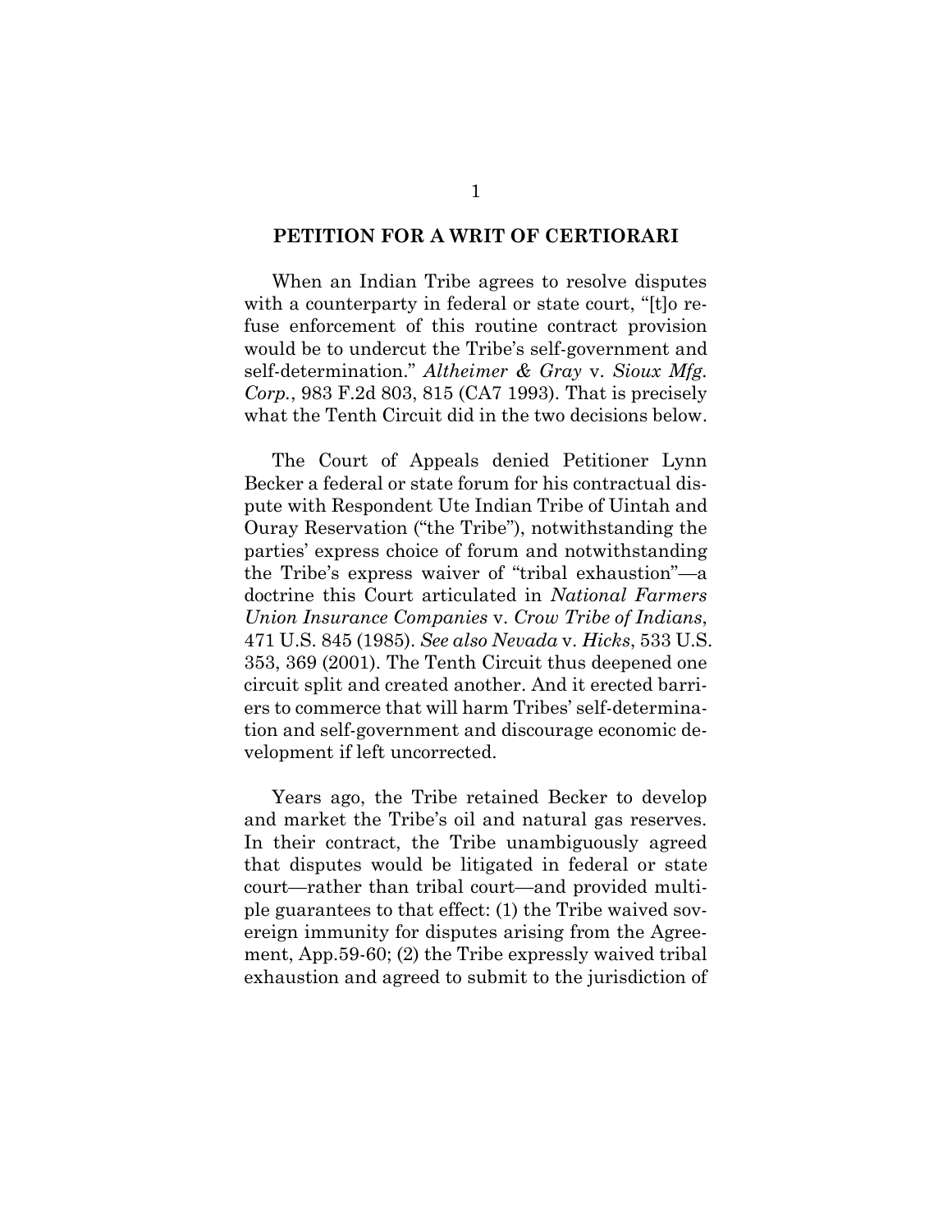## PETITION FOR A WRIT OF CERTIORARI

When an Indian Tribe agrees to resolve disputes with a counterparty in federal or state court, "[t]o refuse enforcement of this routine contract provision would be to undercut the Tribe's self-government and self-determination." *Altheimer & Gray* v. *Sioux Mfg. Corp.*, 983 F.2d 803, 815 (CA7 1993). That is precisely what the Tenth Circuit did in the two decisions below.

The Court of Appeals denied Petitioner Lynn Becker a federal or state forum for his contractual dispute with Respondent Ute Indian Tribe of Uintah and Ouray Reservation ("the Tribe"), notwithstanding the parties' express choice of forum and notwithstanding the Tribe's express waiver of "tribal exhaustion"—a doctrine this Court articulated in *National Farmers Union Insurance Companies* v. *Crow Tribe of Indians*, 471 U.S. 845 (1985). *See also Nevada* v. *Hicks*, 533 U.S. 353, 369 (2001). The Tenth Circuit thus deepened one circuit split and created another. And it erected barriers to commerce that will harm Tribes' self-determination and self-government and discourage economic development if left uncorrected.

Years ago, the Tribe retained Becker to develop and market the Tribe's oil and natural gas reserves. In their contract, the Tribe unambiguously agreed that disputes would be litigated in federal or state court—rather than tribal court—and provided multiple guarantees to that effect: (1) the Tribe waived sovereign immunity for disputes arising from the Agreement, App.59-60; (2) the Tribe expressly waived tribal exhaustion and agreed to submit to the jurisdiction of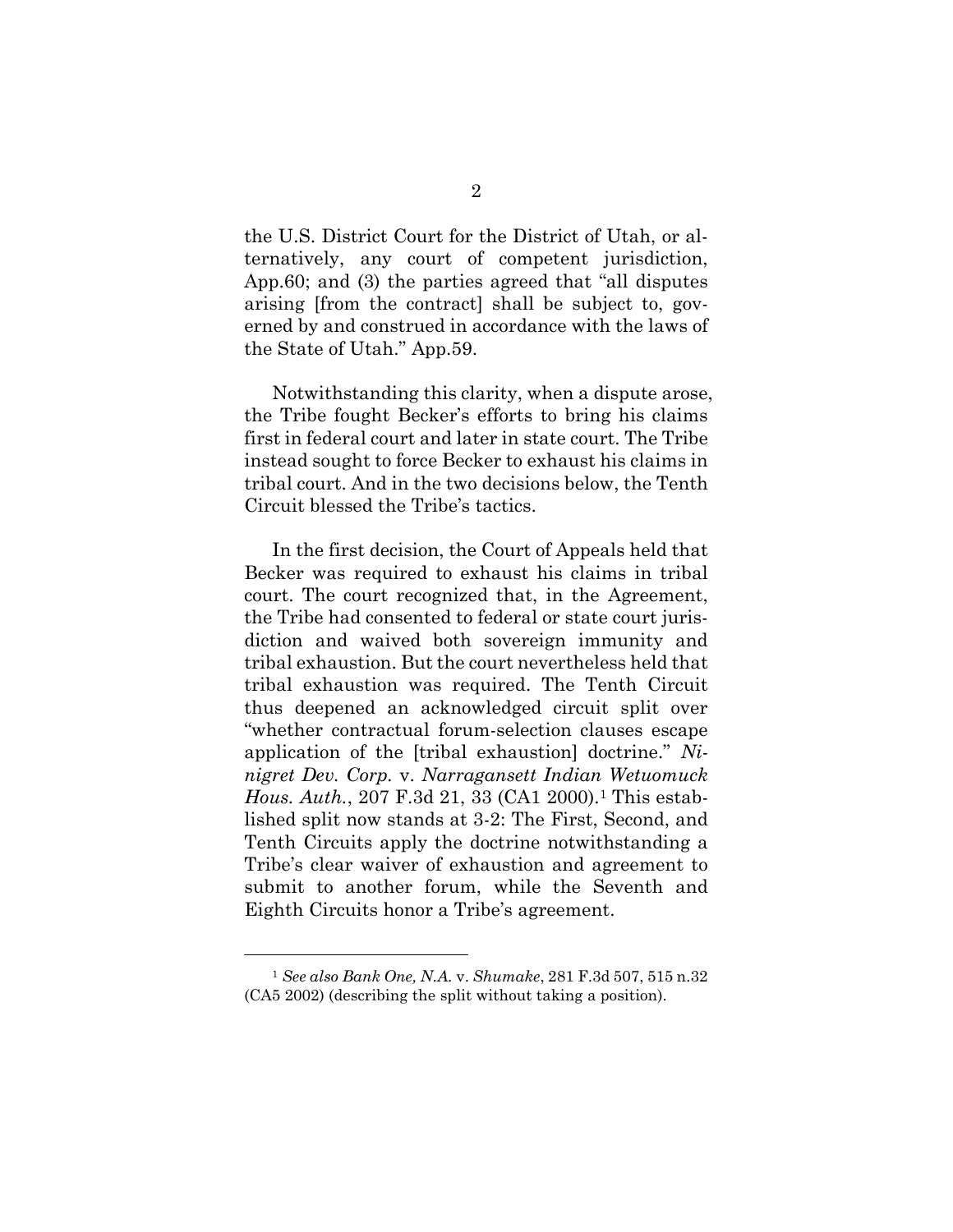the U.S. District Court for the District of Utah, or alternatively, any court of competent jurisdiction, App.60; and (3) the parties agreed that "all disputes arising [from the contract] shall be subject to, governed by and construed in accordance with the laws of the State of Utah." App.59.

Notwithstanding this clarity, when a dispute arose, the Tribe fought Becker's efforts to bring his claims first in federal court and later in state court. The Tribe instead sought to force Becker to exhaust his claims in tribal court. And in the two decisions below, the Tenth Circuit blessed the Tribe's tactics.

In the first decision, the Court of Appeals held that Becker was required to exhaust his claims in tribal court. The court recognized that, in the Agreement, the Tribe had consented to federal or state court jurisdiction and waived both sovereign immunity and tribal exhaustion. But the court nevertheless held that tribal exhaustion was required. The Tenth Circuit thus deepened an acknowledged circuit split over "whether contractual forum-selection clauses escape application of the [tribal exhaustion] doctrine." *Ninigret Dev. Corp.* v. *Narragansett Indian Wetuomuck Hous. Auth.*, 207 F.3d 21, 33 (CA1 2000).[1] This established split now stands at 3-2: The First, Second, and Tenth Circuits apply the doctrine notwithstanding a Tribe's clear waiver of exhaustion and agreement to submit to another forum, while the Seventh and Eighth Circuits honor a Tribe's agreement.

---

[1] *See also Bank One, N.A.* v. *Shumake*, 281 F.3d 507, 515 n.32 (CA5 2002) (describing the split without taking a position).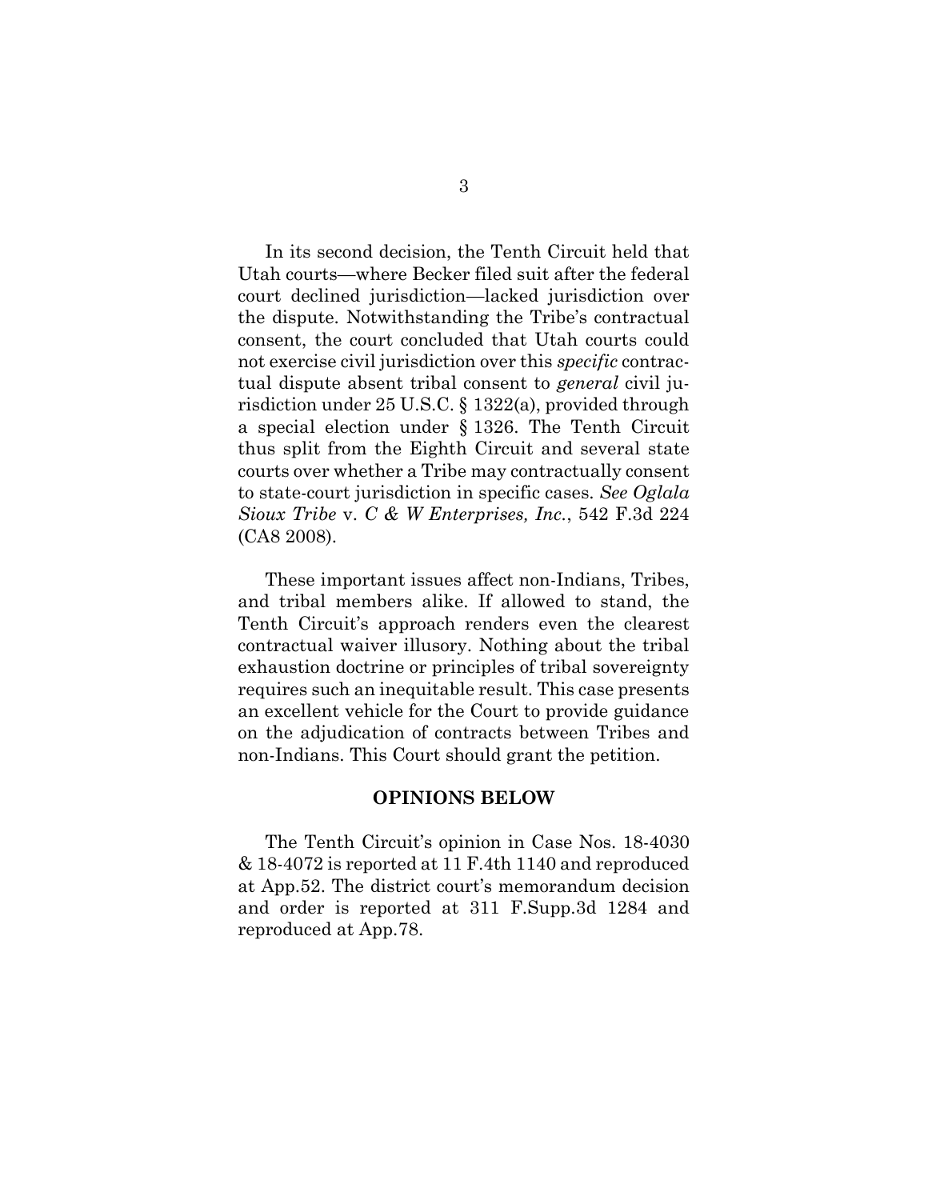In its second decision, the Tenth Circuit held that Utah courts—where Becker filed suit after the federal court declined jurisdiction—lacked jurisdiction over the dispute. Notwithstanding the Tribe's contractual consent, the court concluded that Utah courts could not exercise civil jurisdiction over this *specific* contractual dispute absent tribal consent to *general* civil jurisdiction under 25 U.S.C. § 1322(a), provided through a special election under § 1326. The Tenth Circuit thus split from the Eighth Circuit and several state courts over whether a Tribe may contractually consent to state-court jurisdiction in specific cases. *See Oglala Sioux Tribe* v. *C & W Enterprises, Inc.*, 542 F.3d 224 (CA8 2008).

These important issues affect non-Indians, Tribes, and tribal members alike. If allowed to stand, the Tenth Circuit's approach renders even the clearest contractual waiver illusory. Nothing about the tribal exhaustion doctrine or principles of tribal sovereignty requires such an inequitable result. This case presents an excellent vehicle for the Court to provide guidance on the adjudication of contracts between Tribes and non-Indians. This Court should grant the petition.

## OPINIONS BELOW

The Tenth Circuit's opinion in Case Nos. 18-4030 & 18-4072 is reported at 11 F.4th 1140 and reproduced at App.52. The district court's memorandum decision and order is reported at 311 F.Supp.3d 1284 and reproduced at App.78.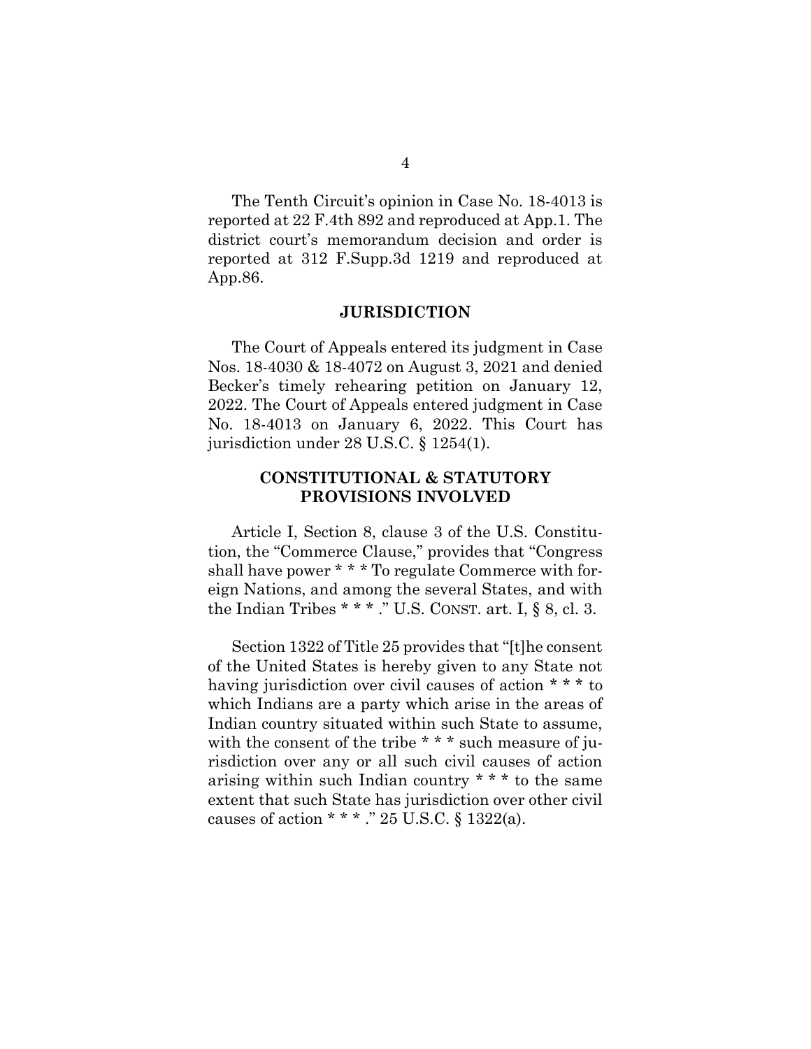The Tenth Circuit's opinion in Case No. 18-4013 is reported at 22 F.4th 892 and reproduced at App.1. The district court's memorandum decision and order is reported at 312 F.Supp.3d 1219 and reproduced at App.86.

## JURISDICTION

The Court of Appeals entered its judgment in Case Nos. 18-4030 & 18-4072 on August 3, 2021 and denied Becker's timely rehearing petition on January 12, 2022. The Court of Appeals entered judgment in Case No. 18-4013 on January 6, 2022. This Court has jurisdiction under 28 U.S.C. § 1254(1).

## CONSTITUTIONAL & STATUTORY PROVISIONS INVOLVED

Article I, Section 8, clause 3 of the U.S. Constitution, the "Commerce Clause," provides that "Congress shall have power * * * To regulate Commerce with foreign Nations, and among the several States, and with the Indian Tribes * * * ." U.S. CONST. art. I, § 8, cl. 3.

Section 1322 of Title 25 provides that "[t]he consent of the United States is hereby given to any State not having jurisdiction over civil causes of action * * * to which Indians are a party which arise in the areas of Indian country situated within such State to assume, with the consent of the tribe * * * such measure of jurisdiction over any or all such civil causes of action arising within such Indian country * * * to the same extent that such State has jurisdiction over other civil causes of action * * * ." 25 U.S.C. § 1322(a).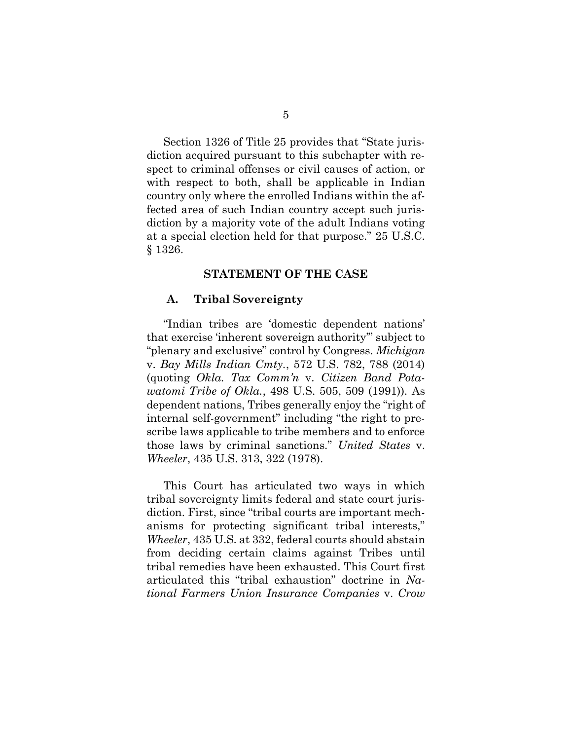Section 1326 of Title 25 provides that "State jurisdiction acquired pursuant to this subchapter with respect to criminal offenses or civil causes of action, or with respect to both, shall be applicable in Indian country only where the enrolled Indians within the affected area of such Indian country accept such jurisdiction by a majority vote of the adult Indians voting at a special election held for that purpose." 25 U.S.C. § 1326.

## STATEMENT OF THE CASE

### A. Tribal Sovereignty

"Indian tribes are 'domestic dependent nations' that exercise 'inherent sovereign authority'" subject to "plenary and exclusive" control by Congress. *Michigan* v. *Bay Mills Indian Cmty.*, 572 U.S. 782, 788 (2014) (quoting *Okla. Tax Comm'n* v. *Citizen Band Potawatomi Tribe of Okla.*, 498 U.S. 505, 509 (1991)). As dependent nations, Tribes generally enjoy the "right of internal self-government" including "the right to prescribe laws applicable to tribe members and to enforce those laws by criminal sanctions." *United States* v. *Wheeler*, 435 U.S. 313, 322 (1978).

This Court has articulated two ways in which tribal sovereignty limits federal and state court jurisdiction. First, since "tribal courts are important mechanisms for protecting significant tribal interests," *Wheeler*, 435 U.S. at 332, federal courts should abstain from deciding certain claims against Tribes until tribal remedies have been exhausted. This Court first articulated this "tribal exhaustion" doctrine in *National Farmers Union Insurance Companies* v. *Crow*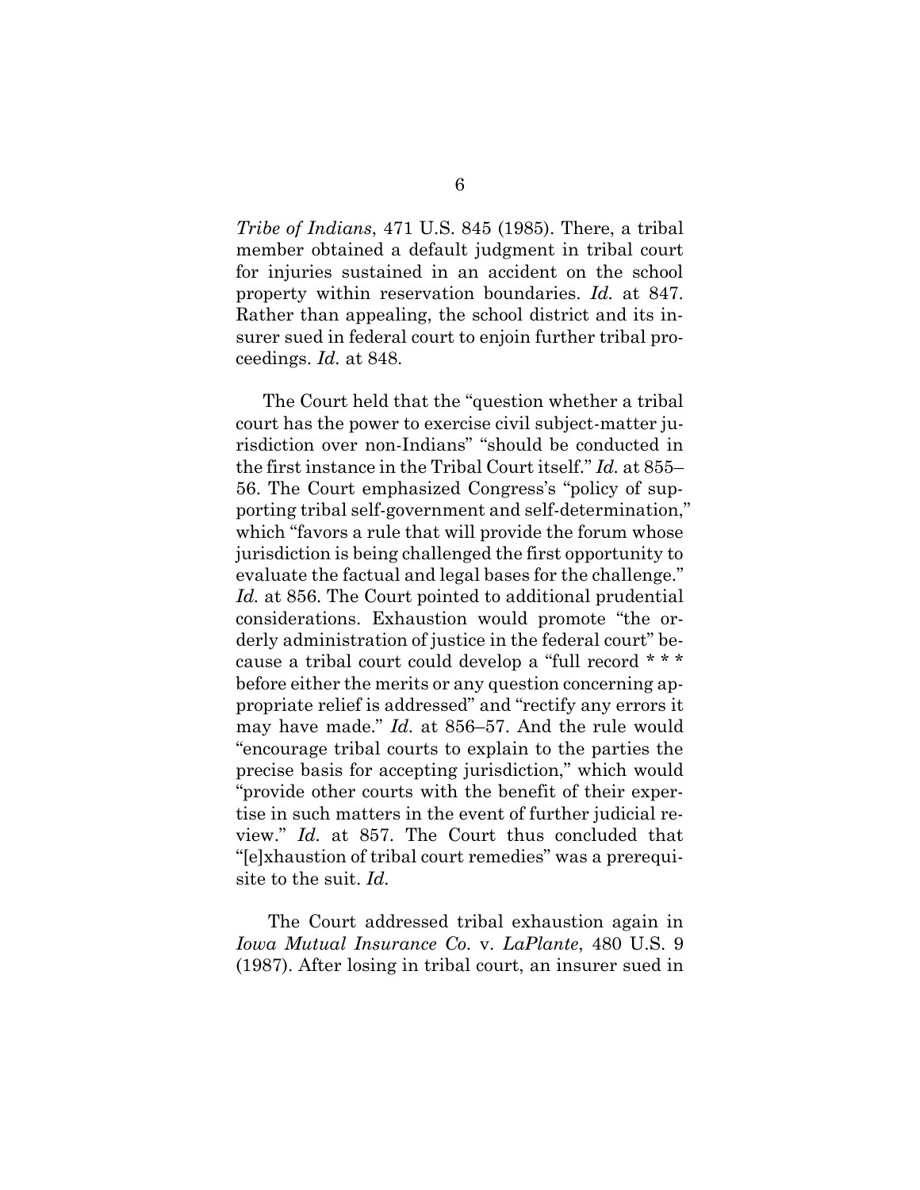*Tribe of Indians*, 471 U.S. 845 (1985). There, a tribal member obtained a default judgment in tribal court for injuries sustained in an accident on the school property within reservation boundaries. *Id.* at 847. Rather than appealing, the school district and its insurer sued in federal court to enjoin further tribal proceedings. *Id.* at 848.

The Court held that the "question whether a tribal court has the power to exercise civil subject-matter jurisdiction over non-Indians" "should be conducted in the first instance in the Tribal Court itself." *Id.* at 855–56. The Court emphasized Congress's "policy of supporting tribal self-government and self-determination," which "favors a rule that will provide the forum whose jurisdiction is being challenged the first opportunity to evaluate the factual and legal bases for the challenge." *Id.* at 856. The Court pointed to additional prudential considerations. Exhaustion would promote "the orderly administration of justice in the federal court" because a tribal court could develop a "full record * * * before either the merits or any question concerning appropriate relief is addressed" and "rectify any errors it may have made." *Id.* at 856–57. And the rule would "encourage tribal courts to explain to the parties the precise basis for accepting jurisdiction," which would "provide other courts with the benefit of their expertise in such matters in the event of further judicial review." *Id.* at 857. The Court thus concluded that "[e]xhaustion of tribal court remedies" was a prerequisite to the suit. *Id.*

The Court addressed tribal exhaustion again in *Iowa Mutual Insurance Co.* v. *LaPlante*, 480 U.S. 9 (1987). After losing in tribal court, an insurer sued in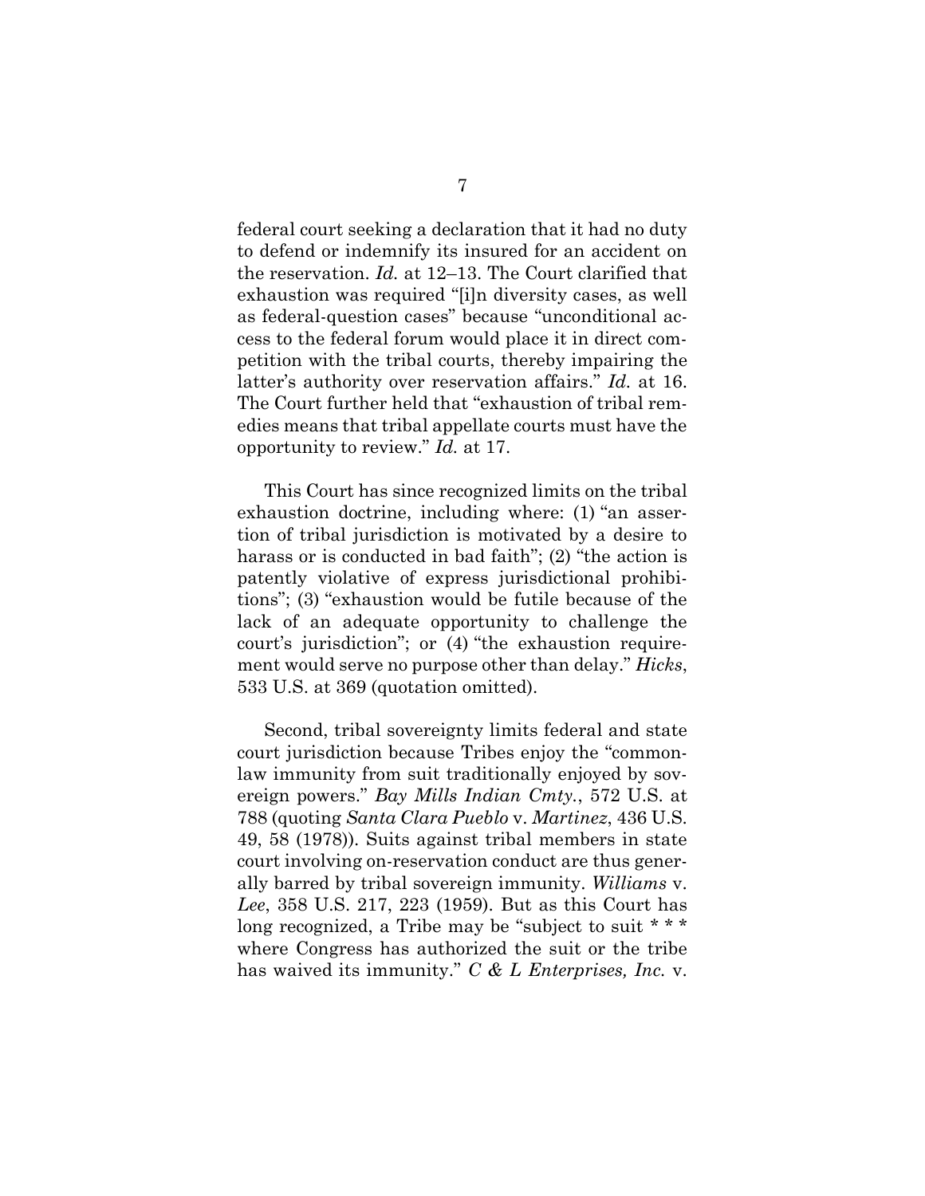federal court seeking a declaration that it had no duty to defend or indemnify its insured for an accident on the reservation. *Id.* at 12–13. The Court clarified that exhaustion was required "[i]n diversity cases, as well as federal-question cases" because "unconditional access to the federal forum would place it in direct competition with the tribal courts, thereby impairing the latter's authority over reservation affairs." *Id.* at 16. The Court further held that "exhaustion of tribal remedies means that tribal appellate courts must have the opportunity to review." *Id.* at 17.

This Court has since recognized limits on the tribal exhaustion doctrine, including where: (1) "an assertion of tribal jurisdiction is motivated by a desire to harass or is conducted in bad faith"; (2) "the action is patently violative of express jurisdictional prohibitions"; (3) "exhaustion would be futile because of the lack of an adequate opportunity to challenge the court's jurisdiction"; or (4) "the exhaustion requirement would serve no purpose other than delay." *Hicks*, 533 U.S. at 369 (quotation omitted).

Second, tribal sovereignty limits federal and state court jurisdiction because Tribes enjoy the "common-law immunity from suit traditionally enjoyed by sovereign powers." *Bay Mills Indian Cmty.*, 572 U.S. at 788 (quoting *Santa Clara Pueblo* v. *Martinez*, 436 U.S. 49, 58 (1978)). Suits against tribal members in state court involving on-reservation conduct are thus generally barred by tribal sovereign immunity. *Williams* v. *Lee*, 358 U.S. 217, 223 (1959). But as this Court has long recognized, a Tribe may be "subject to suit * * * where Congress has authorized the suit or the tribe has waived its immunity." *C & L Enterprises, Inc.* v.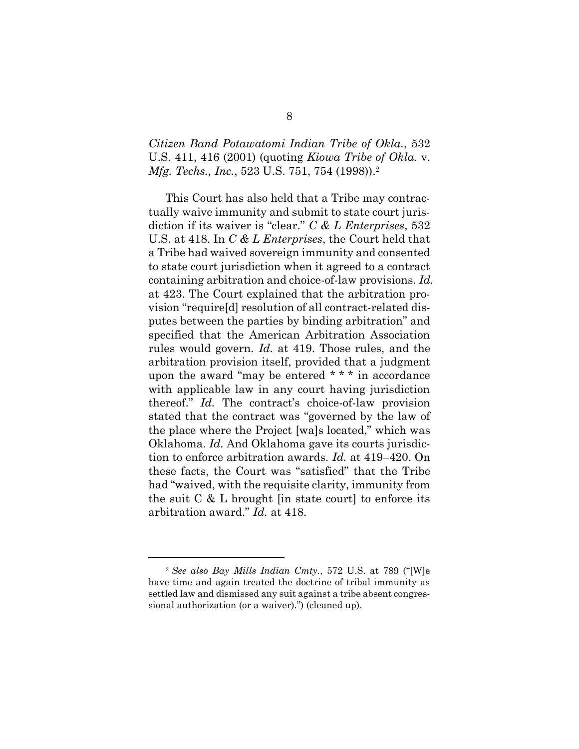*Citizen Band Potawatomi Indian Tribe of Okla.*, 532 U.S. 411, 416 (2001) (quoting *Kiowa Tribe of Okla.* v. *Mfg. Techs., Inc.*, 523 U.S. 751, 754 (1998)).[2]

This Court has also held that a Tribe may contractually waive immunity and submit to state court jurisdiction if its waiver is "clear." *C & L Enterprises*, 532 U.S. at 418. In *C & L Enterprises*, the Court held that a Tribe had waived sovereign immunity and consented to state court jurisdiction when it agreed to a contract containing arbitration and choice-of-law provisions. *Id.* at 423. The Court explained that the arbitration provision "require[d] resolution of all contract-related disputes between the parties by binding arbitration" and specified that the American Arbitration Association rules would govern. *Id.* at 419. Those rules, and the arbitration provision itself, provided that a judgment upon the award "may be entered * * * in accordance with applicable law in any court having jurisdiction thereof." *Id.* The contract's choice-of-law provision stated that the contract was "governed by the law of the place where the Project [wa]s located," which was Oklahoma. *Id.* And Oklahoma gave its courts jurisdiction to enforce arbitration awards. *Id.* at 419–420. On these facts, the Court was "satisfied" that the Tribe had "waived, with the requisite clarity, immunity from the suit C & L brought [in state court] to enforce its arbitration award." *Id.* at 418.

---

[2] *See also Bay Mills Indian Cmty.*, 572 U.S. at 789 ("[W]e have time and again treated the doctrine of tribal immunity as settled law and dismissed any suit against a tribe absent congressional authorization (or a waiver).") (cleaned up).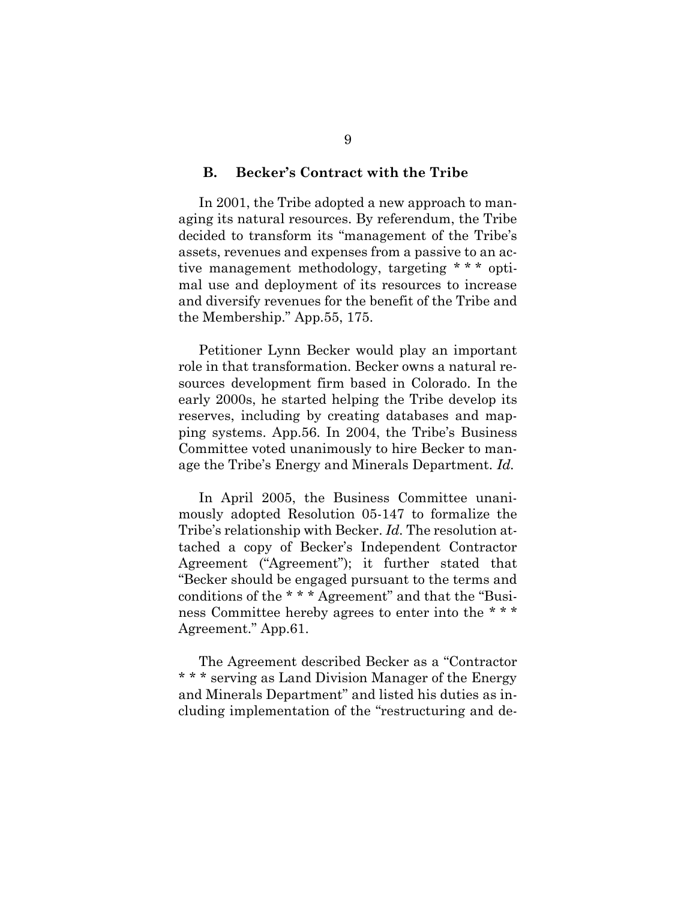### B. Becker's Contract with the Tribe

In 2001, the Tribe adopted a new approach to managing its natural resources. By referendum, the Tribe decided to transform its "management of the Tribe's assets, revenues and expenses from a passive to an active management methodology, targeting * * * optimal use and deployment of its resources to increase and diversify revenues for the benefit of the Tribe and the Membership." App.55, 175.

Petitioner Lynn Becker would play an important role in that transformation. Becker owns a natural resources development firm based in Colorado. In the early 2000s, he started helping the Tribe develop its reserves, including by creating databases and mapping systems. App.56. In 2004, the Tribe's Business Committee voted unanimously to hire Becker to manage the Tribe's Energy and Minerals Department. *Id.*

In April 2005, the Business Committee unanimously adopted Resolution 05-147 to formalize the Tribe's relationship with Becker. *Id.* The resolution attached a copy of Becker's Independent Contractor Agreement ("Agreement"); it further stated that "Becker should be engaged pursuant to the terms and conditions of the * * * Agreement" and that the "Business Committee hereby agrees to enter into the * * * Agreement." App.61.

The Agreement described Becker as a "Contractor * * * serving as Land Division Manager of the Energy and Minerals Department" and listed his duties as including implementation of the "restructuring and de-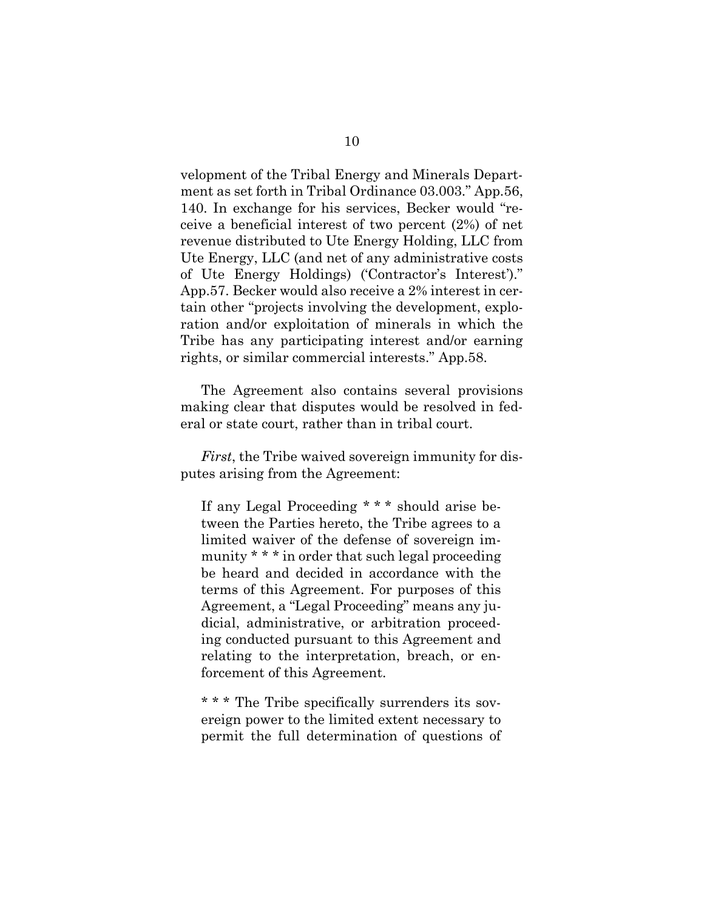velopment of the Tribal Energy and Minerals Department as set forth in Tribal Ordinance 03.003." App.56, 140. In exchange for his services, Becker would "receive a beneficial interest of two percent (2%) of net revenue distributed to Ute Energy Holding, LLC from Ute Energy, LLC (and net of any administrative costs of Ute Energy Holdings) ('Contractor's Interest')." App.57. Becker would also receive a 2% interest in certain other "projects involving the development, exploration and/or exploitation of minerals in which the Tribe has any participating interest and/or earning rights, or similar commercial interests." App.58.

The Agreement also contains several provisions making clear that disputes would be resolved in federal or state court, rather than in tribal court.

*First*, the Tribe waived sovereign immunity for disputes arising from the Agreement:

> If any Legal Proceeding * * * should arise between the Parties hereto, the Tribe agrees to a limited waiver of the defense of sovereign immunity * * * in order that such legal proceeding be heard and decided in accordance with the terms of this Agreement. For purposes of this Agreement, a "Legal Proceeding" means any judicial, administrative, or arbitration proceeding conducted pursuant to this Agreement and relating to the interpretation, breach, or enforcement of this Agreement.
>
> * * * The Tribe specifically surrenders its sovereign power to the limited extent necessary to permit the full determination of questions of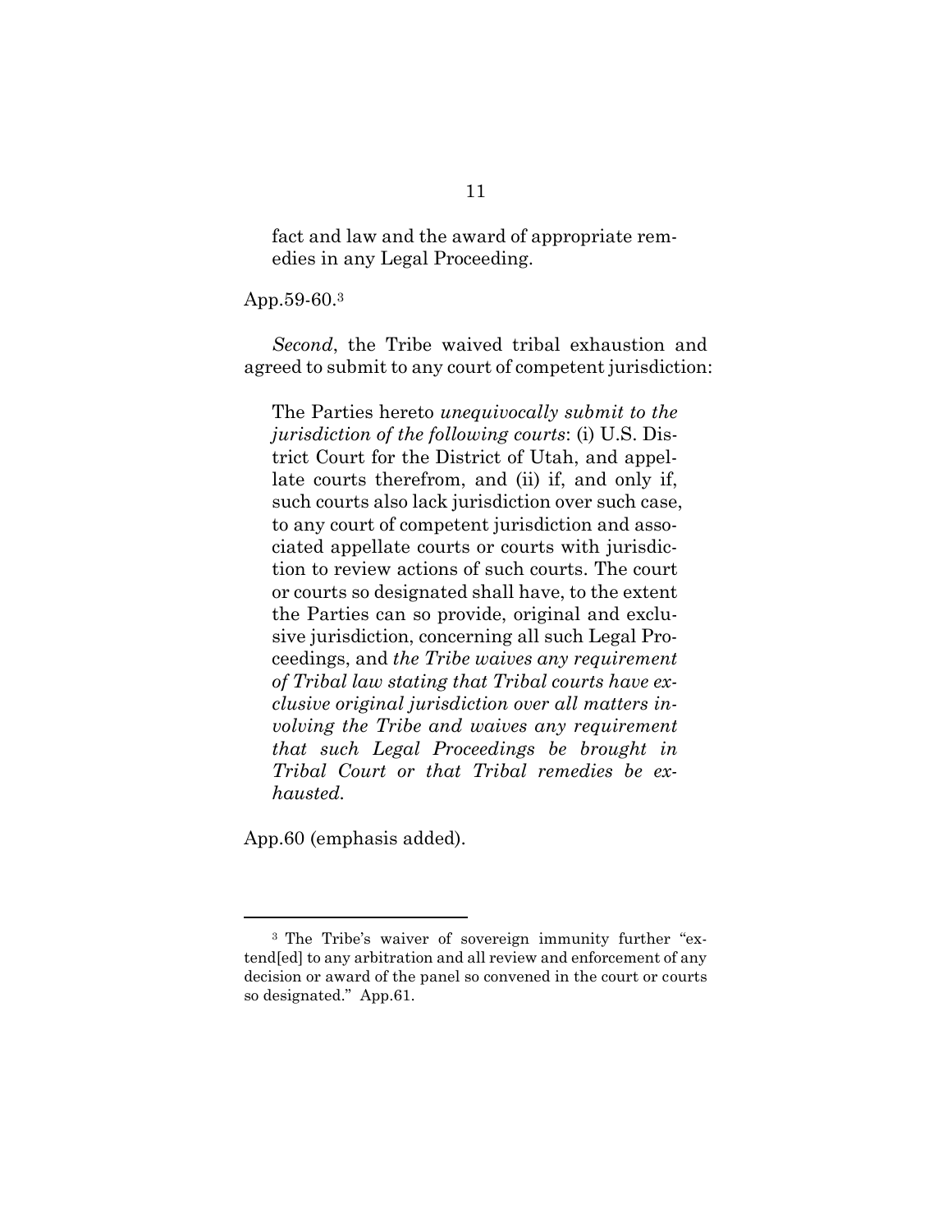> fact and law and the award of appropriate remedies in any Legal Proceeding.

App.59-60.[3]

*Second*, the Tribe waived tribal exhaustion and agreed to submit to any court of competent jurisdiction:

> The Parties hereto *unequivocally submit to the jurisdiction of the following courts*: (i) U.S. District Court for the District of Utah, and appellate courts therefrom, and (ii) if, and only if, such courts also lack jurisdiction over such case, to any court of competent jurisdiction and associated appellate courts or courts with jurisdiction to review actions of such courts. The court or courts so designated shall have, to the extent the Parties can so provide, original and exclusive jurisdiction, concerning all such Legal Proceedings, and *the Tribe waives any requirement of Tribal law stating that Tribal courts have exclusive original jurisdiction over all matters involving the Tribe and waives any requirement that such Legal Proceedings be brought in Tribal Court or that Tribal remedies be exhausted.*

App.60 (emphasis added).

---

[3] The Tribe's waiver of sovereign immunity further "extend[ed] to any arbitration and all review and enforcement of any decision or award of the panel so convened in the court or courts so designated." App.61.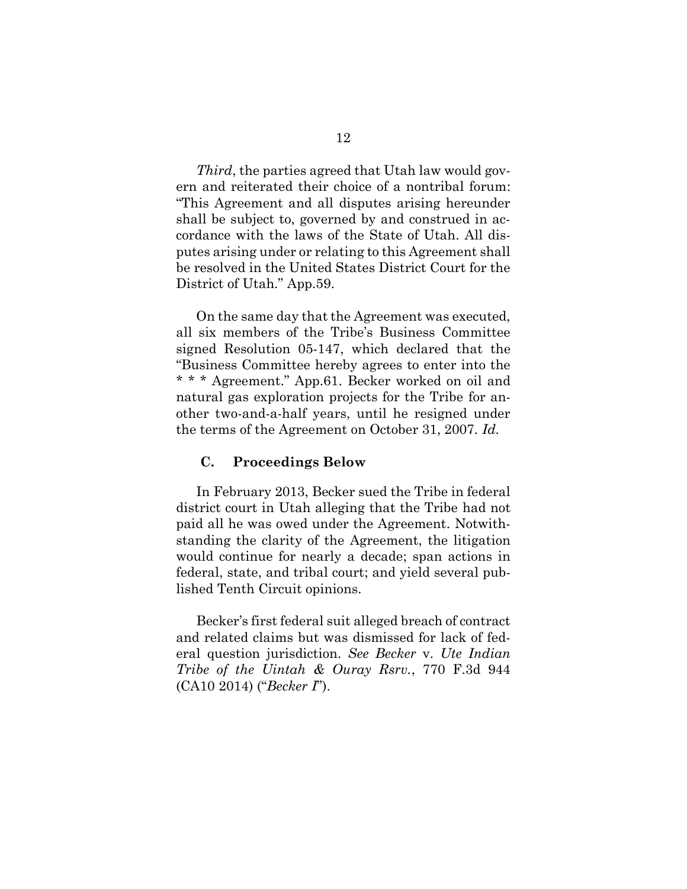*Third*, the parties agreed that Utah law would govern and reiterated their choice of a nontribal forum: "This Agreement and all disputes arising hereunder shall be subject to, governed by and construed in accordance with the laws of the State of Utah. All disputes arising under or relating to this Agreement shall be resolved in the United States District Court for the District of Utah." App.59.

On the same day that the Agreement was executed, all six members of the Tribe's Business Committee signed Resolution 05-147, which declared that the "Business Committee hereby agrees to enter into the * * * Agreement." App.61. Becker worked on oil and natural gas exploration projects for the Tribe for another two-and-a-half years, until he resigned under the terms of the Agreement on October 31, 2007. *Id.*

### C. Proceedings Below

In February 2013, Becker sued the Tribe in federal district court in Utah alleging that the Tribe had not paid all he was owed under the Agreement. Notwithstanding the clarity of the Agreement, the litigation would continue for nearly a decade; span actions in federal, state, and tribal court; and yield several published Tenth Circuit opinions.

Becker's first federal suit alleged breach of contract and related claims but was dismissed for lack of federal question jurisdiction. *See Becker* v. *Ute Indian Tribe of the Uintah & Ouray Rsrv.*, 770 F.3d 944 (CA10 2014) ("*Becker I*").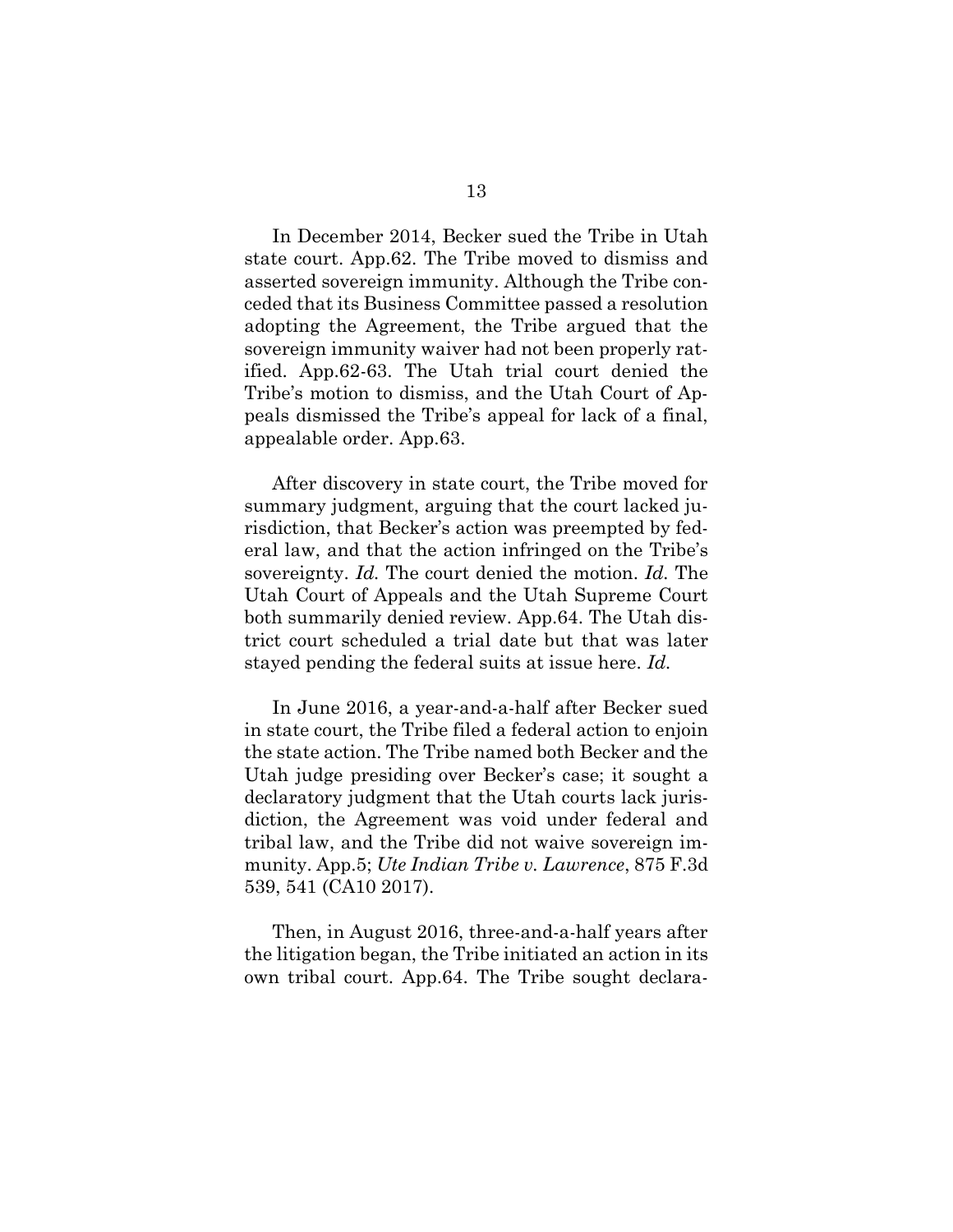In December 2014, Becker sued the Tribe in Utah state court. App.62. The Tribe moved to dismiss and asserted sovereign immunity. Although the Tribe conceded that its Business Committee passed a resolution adopting the Agreement, the Tribe argued that the sovereign immunity waiver had not been properly ratified. App.62-63. The Utah trial court denied the Tribe's motion to dismiss, and the Utah Court of Appeals dismissed the Tribe's appeal for lack of a final, appealable order. App.63.

After discovery in state court, the Tribe moved for summary judgment, arguing that the court lacked jurisdiction, that Becker's action was preempted by federal law, and that the action infringed on the Tribe's sovereignty. *Id.* The court denied the motion. *Id.* The Utah Court of Appeals and the Utah Supreme Court both summarily denied review. App.64. The Utah district court scheduled a trial date but that was later stayed pending the federal suits at issue here. *Id.*

In June 2016, a year-and-a-half after Becker sued in state court, the Tribe filed a federal action to enjoin the state action. The Tribe named both Becker and the Utah judge presiding over Becker's case; it sought a declaratory judgment that the Utah courts lack jurisdiction, the Agreement was void under federal and tribal law, and the Tribe did not waive sovereign immunity. App.5; *Ute Indian Tribe v. Lawrence*, 875 F.3d 539, 541 (CA10 2017).

Then, in August 2016, three-and-a-half years after the litigation began, the Tribe initiated an action in its own tribal court. App.64. The Tribe sought declara-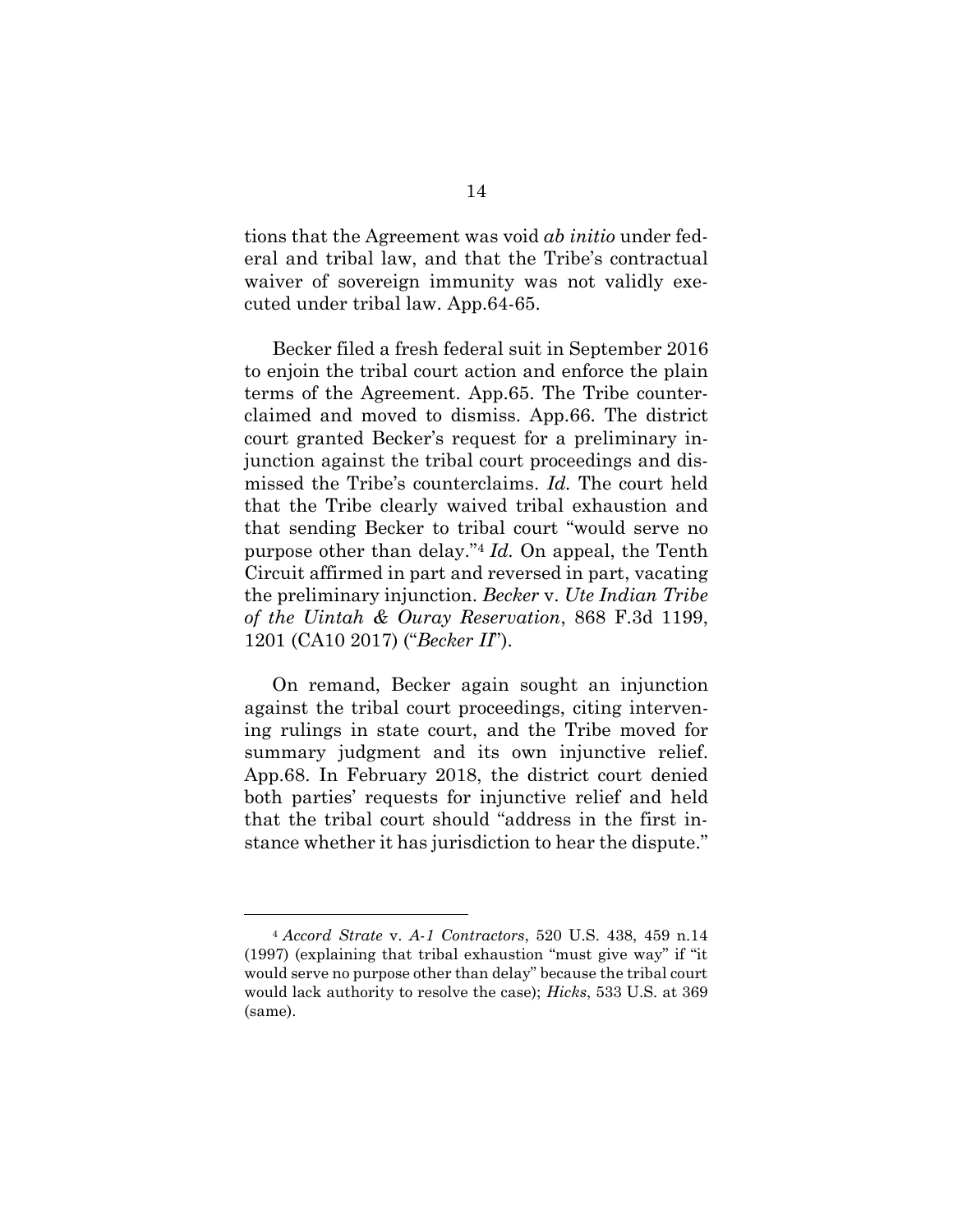tions that the Agreement was void *ab initio* under federal and tribal law, and that the Tribe's contractual waiver of sovereign immunity was not validly executed under tribal law. App.64-65.

Becker filed a fresh federal suit in September 2016 to enjoin the tribal court action and enforce the plain terms of the Agreement. App.65. The Tribe counterclaimed and moved to dismiss. App.66. The district court granted Becker's request for a preliminary injunction against the tribal court proceedings and dismissed the Tribe's counterclaims. *Id.* The court held that the Tribe clearly waived tribal exhaustion and that sending Becker to tribal court "would serve no purpose other than delay."[4] *Id.* On appeal, the Tenth Circuit affirmed in part and reversed in part, vacating the preliminary injunction. *Becker* v. *Ute Indian Tribe of the Uintah & Ouray Reservation*, 868 F.3d 1199, 1201 (CA10 2017) ("*Becker II*").

On remand, Becker again sought an injunction against the tribal court proceedings, citing intervening rulings in state court, and the Tribe moved for summary judgment and its own injunctive relief. App.68. In February 2018, the district court denied both parties' requests for injunctive relief and held that the tribal court should "address in the first instance whether it has jurisdiction to hear the dispute."

---

[4] *Accord Strate* v. *A-1 Contractors*, 520 U.S. 438, 459 n.14 (1997) (explaining that tribal exhaustion "must give way" if "it would serve no purpose other than delay" because the tribal court would lack authority to resolve the case); *Hicks*, 533 U.S. at 369 (same).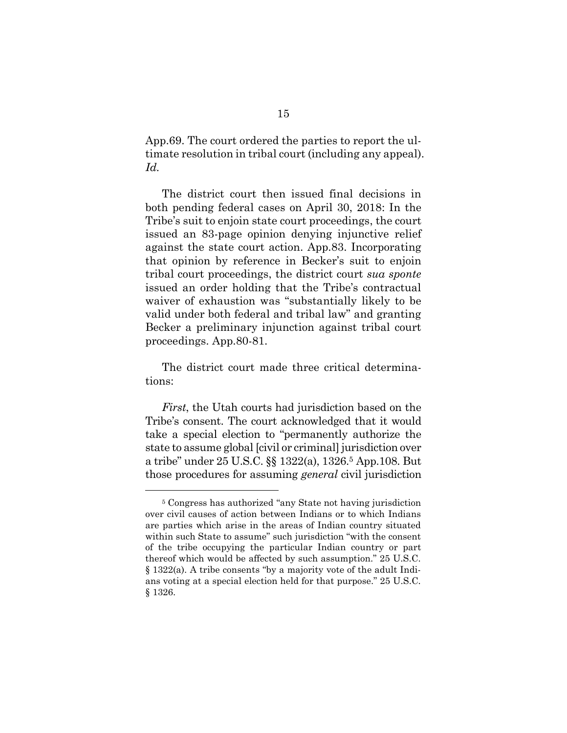App.69. The court ordered the parties to report the ultimate resolution in tribal court (including any appeal). *Id.*

The district court then issued final decisions in both pending federal cases on April 30, 2018: In the Tribe's suit to enjoin state court proceedings, the court issued an 83-page opinion denying injunctive relief against the state court action. App.83. Incorporating that opinion by reference in Becker's suit to enjoin tribal court proceedings, the district court *sua sponte* issued an order holding that the Tribe's contractual waiver of exhaustion was "substantially likely to be valid under both federal and tribal law" and granting Becker a preliminary injunction against tribal court proceedings. App.80-81.

The district court made three critical determinations:

*First*, the Utah courts had jurisdiction based on the Tribe's consent. The court acknowledged that it would take a special election to "permanently authorize the state to assume global [civil or criminal] jurisdiction over a tribe" under 25 U.S.C. §§ 1322(a), 1326.[5] App.108. But those procedures for assuming *general* civil jurisdiction

---

[5] Congress has authorized "any State not having jurisdiction over civil causes of action between Indians or to which Indians are parties which arise in the areas of Indian country situated within such State to assume" such jurisdiction "with the consent of the tribe occupying the particular Indian country or part thereof which would be affected by such assumption." 25 U.S.C. § 1322(a). A tribe consents "by a majority vote of the adult Indians voting at a special election held for that purpose." 25 U.S.C. § 1326.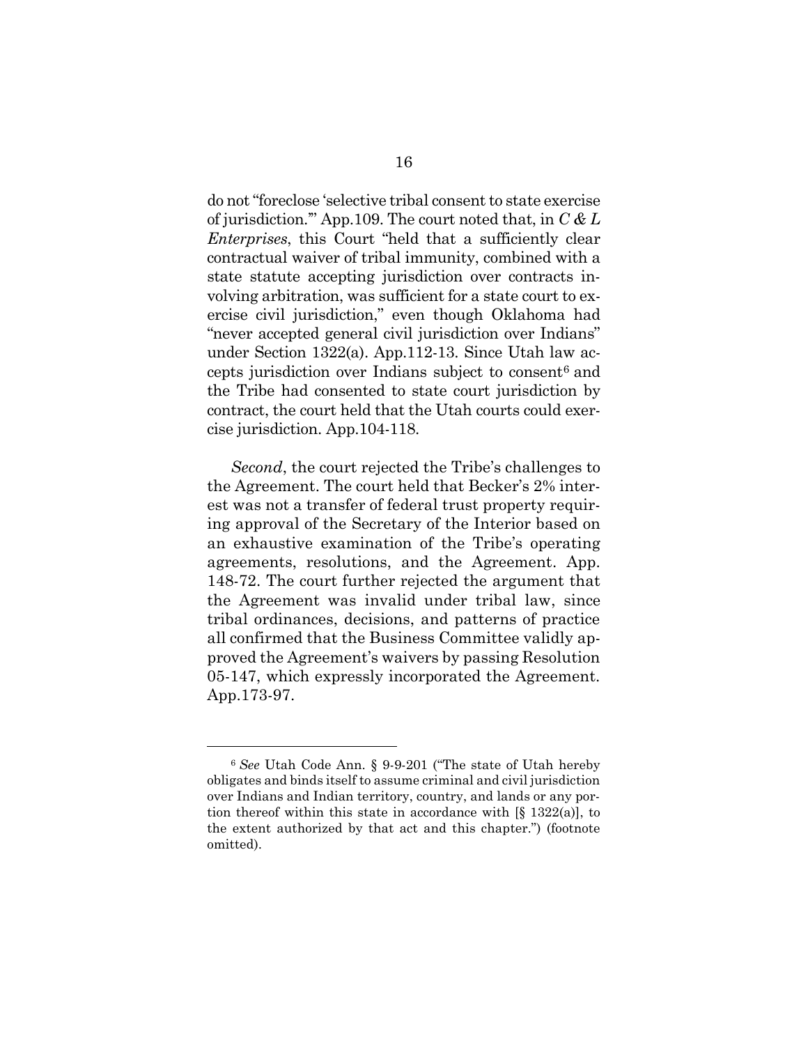do not "foreclose 'selective tribal consent to state exercise of jurisdiction.'" App.109. The court noted that, in *C & L Enterprises*, this Court "held that a sufficiently clear contractual waiver of tribal immunity, combined with a state statute accepting jurisdiction over contracts involving arbitration, was sufficient for a state court to exercise civil jurisdiction," even though Oklahoma had "never accepted general civil jurisdiction over Indians" under Section 1322(a). App.112-13. Since Utah law accepts jurisdiction over Indians subject to consent[6] and the Tribe had consented to state court jurisdiction by contract, the court held that the Utah courts could exercise jurisdiction. App.104-118.

*Second*, the court rejected the Tribe's challenges to the Agreement. The court held that Becker's 2% interest was not a transfer of federal trust property requiring approval of the Secretary of the Interior based on an exhaustive examination of the Tribe's operating agreements, resolutions, and the Agreement. App. 148-72. The court further rejected the argument that the Agreement was invalid under tribal law, since tribal ordinances, decisions, and patterns of practice all confirmed that the Business Committee validly approved the Agreement's waivers by passing Resolution 05-147, which expressly incorporated the Agreement. App.173-97.

---

[6] *See* Utah Code Ann. § 9-9-201 ("The state of Utah hereby obligates and binds itself to assume criminal and civil jurisdiction over Indians and Indian territory, country, and lands or any portion thereof within this state in accordance with [§ 1322(a)], to the extent authorized by that act and this chapter.") (footnote omitted).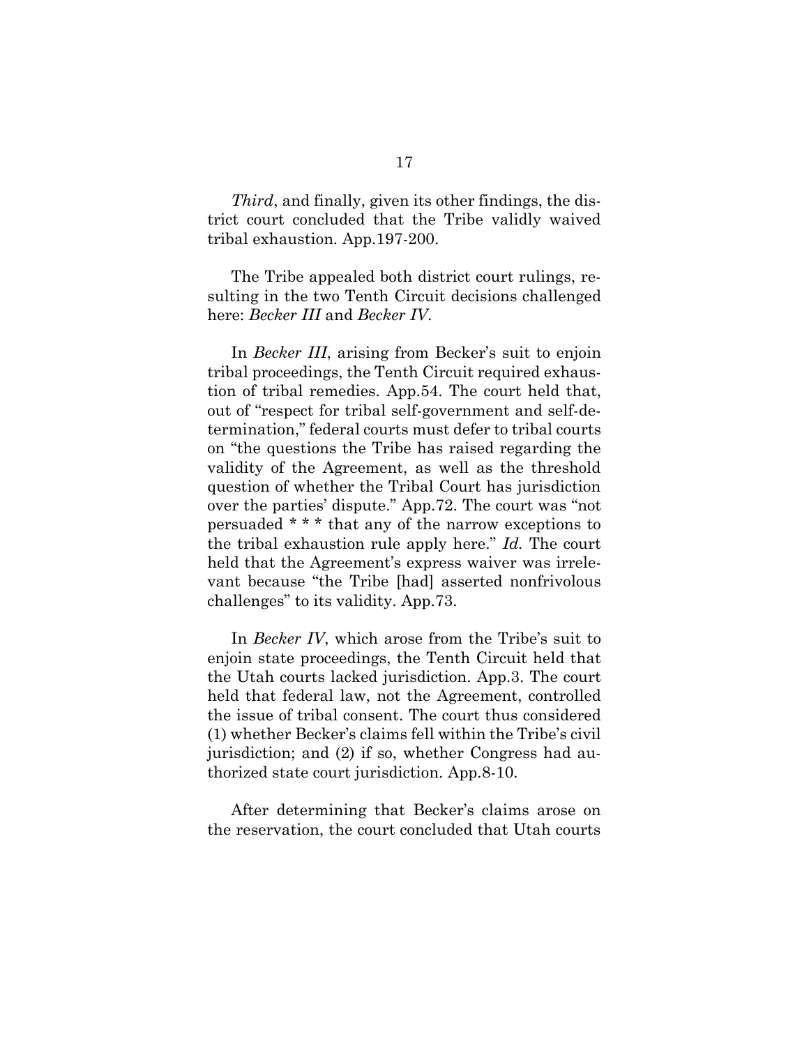*Third*, and finally, given its other findings, the district court concluded that the Tribe validly waived tribal exhaustion. App.197-200.

The Tribe appealed both district court rulings, resulting in the two Tenth Circuit decisions challenged here: *Becker III* and *Becker IV*.

In *Becker III*, arising from Becker's suit to enjoin tribal proceedings, the Tenth Circuit required exhaustion of tribal remedies. App.54. The court held that, out of "respect for tribal self-government and self-determination," federal courts must defer to tribal courts on "the questions the Tribe has raised regarding the validity of the Agreement, as well as the threshold question of whether the Tribal Court has jurisdiction over the parties' dispute." App.72. The court was "not persuaded * * * that any of the narrow exceptions to the tribal exhaustion rule apply here." *Id.* The court held that the Agreement's express waiver was irrelevant because "the Tribe [had] asserted nonfrivolous challenges" to its validity. App.73.

In *Becker IV*, which arose from the Tribe's suit to enjoin state proceedings, the Tenth Circuit held that the Utah courts lacked jurisdiction. App.3. The court held that federal law, not the Agreement, controlled the issue of tribal consent. The court thus considered (1) whether Becker's claims fell within the Tribe's civil jurisdiction; and (2) if so, whether Congress had authorized state court jurisdiction. App.8-10.

After determining that Becker's claims arose on the reservation, the court concluded that Utah courts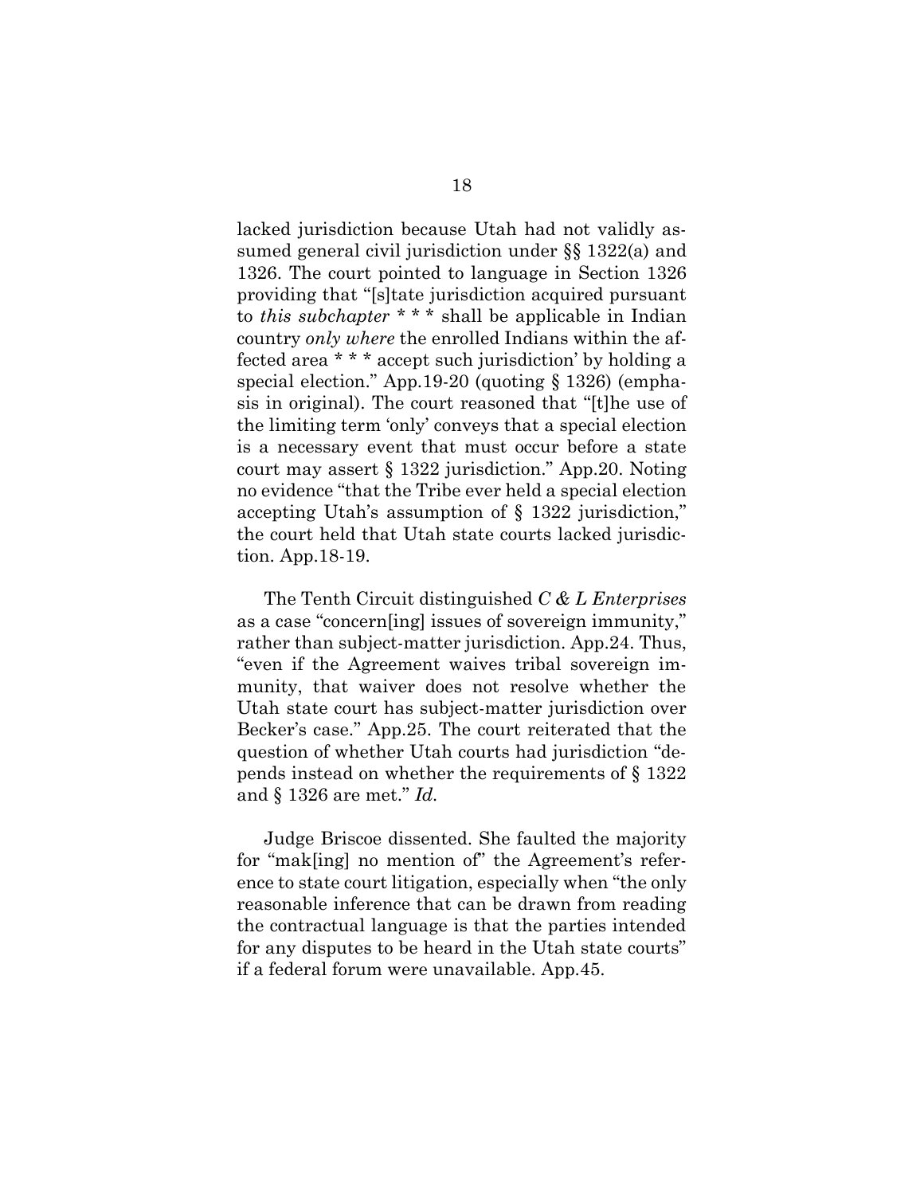lacked jurisdiction because Utah had not validly assumed general civil jurisdiction under §§ 1322(a) and 1326. The court pointed to language in Section 1326 providing that "[s]tate jurisdiction acquired pursuant to *this subchapter* * * * shall be applicable in Indian country *only where* the enrolled Indians within the affected area * * * accept such jurisdiction' by holding a special election." App.19-20 (quoting § 1326) (emphasis in original). The court reasoned that "[t]he use of the limiting term 'only' conveys that a special election is a necessary event that must occur before a state court may assert § 1322 jurisdiction." App.20. Noting no evidence "that the Tribe ever held a special election accepting Utah's assumption of § 1322 jurisdiction," the court held that Utah state courts lacked jurisdiction. App.18-19.

The Tenth Circuit distinguished *C & L Enterprises* as a case "concern[ing] issues of sovereign immunity," rather than subject-matter jurisdiction. App.24. Thus, "even if the Agreement waives tribal sovereign immunity, that waiver does not resolve whether the Utah state court has subject-matter jurisdiction over Becker's case." App.25. The court reiterated that the question of whether Utah courts had jurisdiction "depends instead on whether the requirements of § 1322 and § 1326 are met." *Id.*

Judge Briscoe dissented. She faulted the majority for "mak[ing] no mention of" the Agreement's reference to state court litigation, especially when "the only reasonable inference that can be drawn from reading the contractual language is that the parties intended for any disputes to be heard in the Utah state courts" if a federal forum were unavailable. App.45.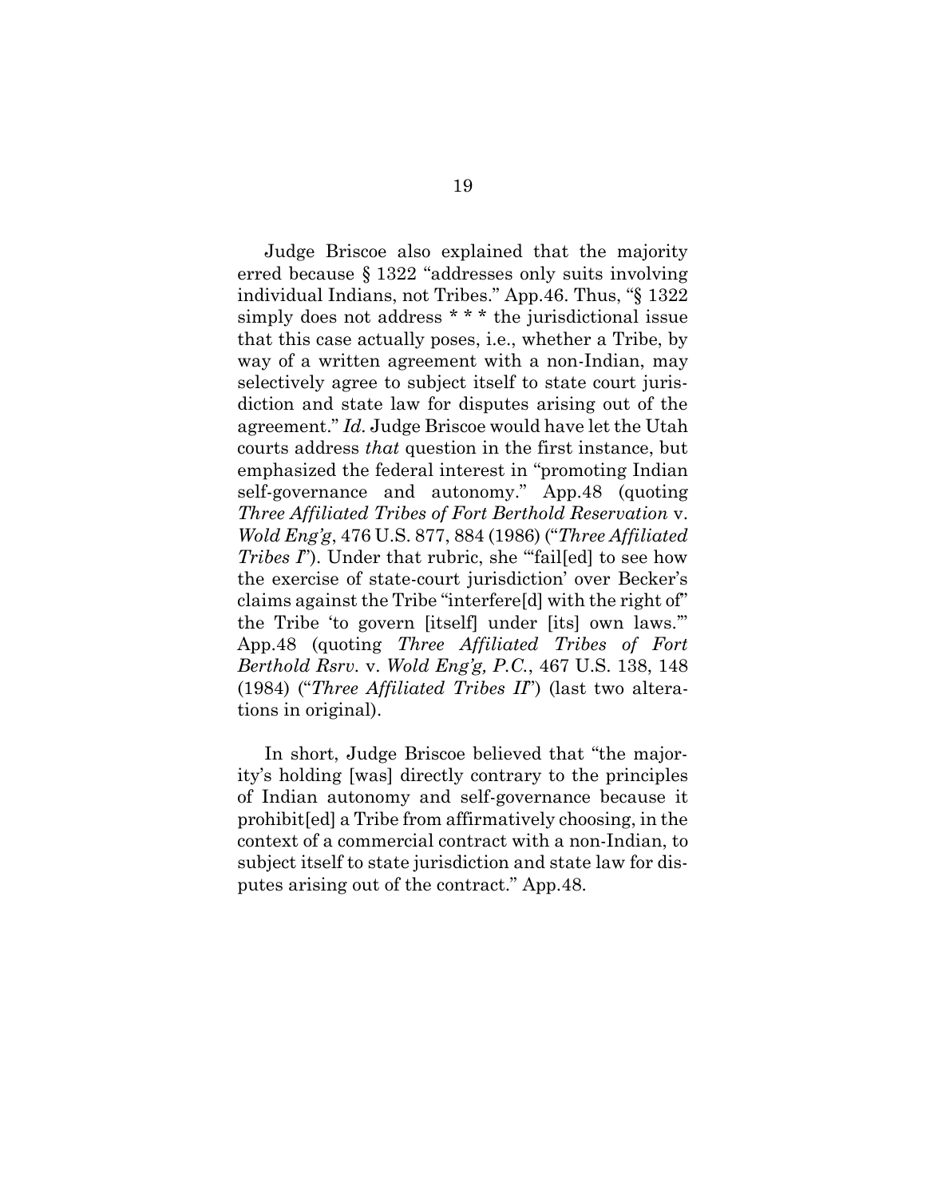Judge Briscoe also explained that the majority erred because § 1322 "addresses only suits involving individual Indians, not Tribes." App.46. Thus, "§ 1322 simply does not address * * * the jurisdictional issue that this case actually poses, i.e., whether a Tribe, by way of a written agreement with a non-Indian, may selectively agree to subject itself to state court jurisdiction and state law for disputes arising out of the agreement." *Id.* Judge Briscoe would have let the Utah courts address *that* question in the first instance, but emphasized the federal interest in "promoting Indian self-governance and autonomy." App.48 (quoting *Three Affiliated Tribes of Fort Berthold Reservation* v. *Wold Eng'g*, 476 U.S. 877, 884 (1986) ("*Three Affiliated Tribes I*"). Under that rubric, she "'fail[ed] to see how the exercise of state-court jurisdiction' over Becker's claims against the Tribe "interfere[d] with the right of" the Tribe 'to govern [itself] under [its] own laws.'" App.48 (quoting *Three Affiliated Tribes of Fort Berthold Rsrv.* v. *Wold Eng'g, P.C.*, 467 U.S. 138, 148 (1984) ("*Three Affiliated Tribes II*") (last two alterations in original).

In short, Judge Briscoe believed that "the majority's holding [was] directly contrary to the principles of Indian autonomy and self-governance because it prohibit[ed] a Tribe from affirmatively choosing, in the context of a commercial contract with a non-Indian, to subject itself to state jurisdiction and state law for disputes arising out of the contract." App.48.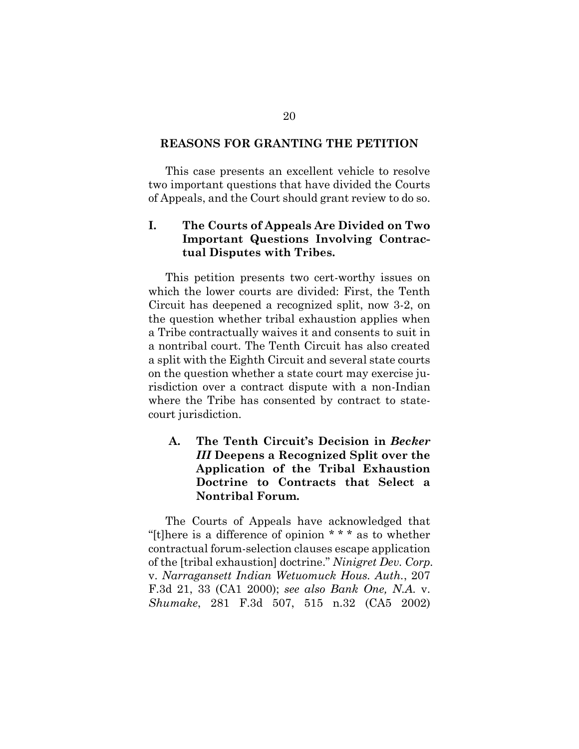## REASONS FOR GRANTING THE PETITION

This case presents an excellent vehicle to resolve two important questions that have divided the Courts of Appeals, and the Court should grant review to do so.

### I. The Courts of Appeals Are Divided on Two Important Questions Involving Contractual Disputes with Tribes.

This petition presents two cert-worthy issues on which the lower courts are divided: First, the Tenth Circuit has deepened a recognized split, now 3-2, on the question whether tribal exhaustion applies when a Tribe contractually waives it and consents to suit in a nontribal court. The Tenth Circuit has also created a split with the Eighth Circuit and several state courts on the question whether a state court may exercise jurisdiction over a contract dispute with a non-Indian where the Tribe has consented by contract to state-court jurisdiction.

#### A. The Tenth Circuit's Decision in *Becker III* Deepens a Recognized Split over the Application of the Tribal Exhaustion Doctrine to Contracts that Select a Nontribal Forum.

The Courts of Appeals have acknowledged that "[t]here is a difference of opinion * * * as to whether contractual forum-selection clauses escape application of the [tribal exhaustion] doctrine." *Ninigret Dev. Corp.* v. *Narragansett Indian Wetuomuck Hous. Auth.*, 207 F.3d 21, 33 (CA1 2000); *see also Bank One, N.A.* v. *Shumake*, 281 F.3d 507, 515 n.32 (CA5 2002)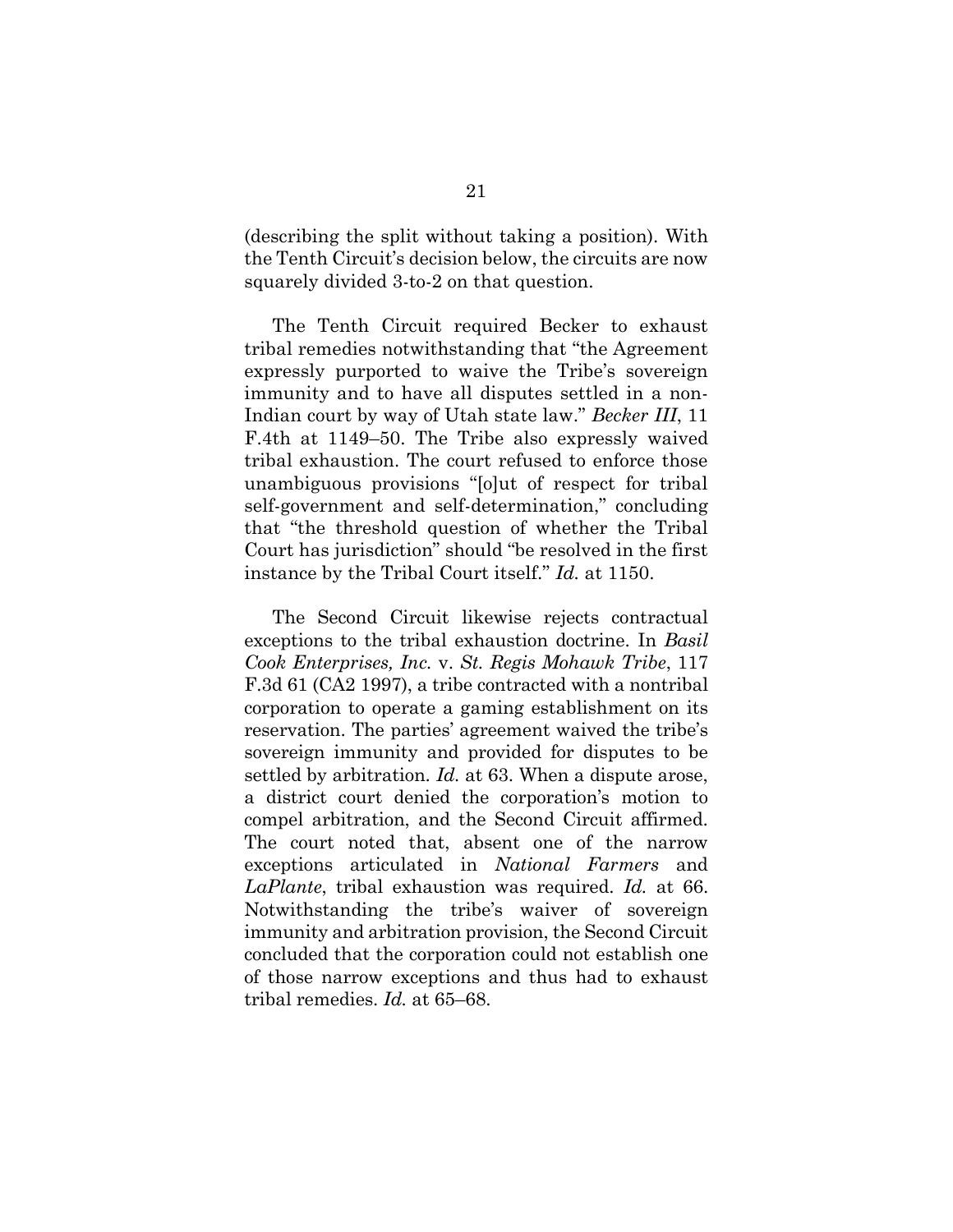(describing the split without taking a position). With the Tenth Circuit's decision below, the circuits are now squarely divided 3-to-2 on that question.

The Tenth Circuit required Becker to exhaust tribal remedies notwithstanding that "the Agreement expressly purported to waive the Tribe's sovereign immunity and to have all disputes settled in a non-Indian court by way of Utah state law." *Becker III*, 11 F.4th at 1149–50. The Tribe also expressly waived tribal exhaustion. The court refused to enforce those unambiguous provisions "[o]ut of respect for tribal self-government and self-determination," concluding that "the threshold question of whether the Tribal Court has jurisdiction" should "be resolved in the first instance by the Tribal Court itself." *Id.* at 1150.

The Second Circuit likewise rejects contractual exceptions to the tribal exhaustion doctrine. In *Basil Cook Enterprises, Inc.* v. *St. Regis Mohawk Tribe*, 117 F.3d 61 (CA2 1997), a tribe contracted with a nontribal corporation to operate a gaming establishment on its reservation. The parties' agreement waived the tribe's sovereign immunity and provided for disputes to be settled by arbitration. *Id.* at 63. When a dispute arose, a district court denied the corporation's motion to compel arbitration, and the Second Circuit affirmed. The court noted that, absent one of the narrow exceptions articulated in *National Farmers* and *LaPlante*, tribal exhaustion was required. *Id.* at 66. Notwithstanding the tribe's waiver of sovereign immunity and arbitration provision, the Second Circuit concluded that the corporation could not establish one of those narrow exceptions and thus had to exhaust tribal remedies. *Id.* at 65–68.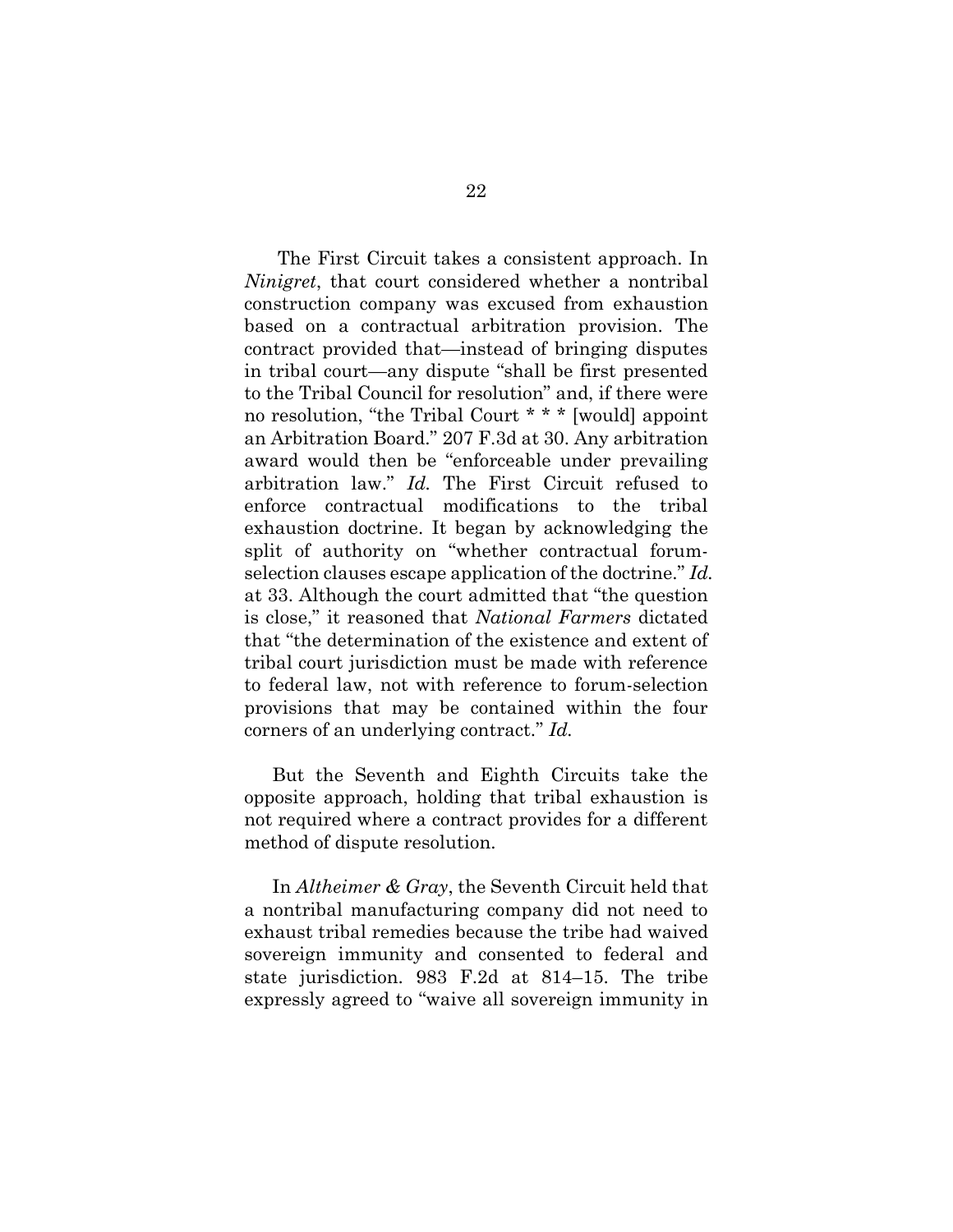The First Circuit takes a consistent approach. In *Ninigret*, that court considered whether a nontribal construction company was excused from exhaustion based on a contractual arbitration provision. The contract provided that—instead of bringing disputes in tribal court—any dispute "shall be first presented to the Tribal Council for resolution" and, if there were no resolution, "the Tribal Court * * * [would] appoint an Arbitration Board." 207 F.3d at 30. Any arbitration award would then be "enforceable under prevailing arbitration law." *Id.* The First Circuit refused to enforce contractual modifications to the tribal exhaustion doctrine. It began by acknowledging the split of authority on "whether contractual forum-selection clauses escape application of the doctrine." *Id.* at 33. Although the court admitted that "the question is close," it reasoned that *National Farmers* dictated that "the determination of the existence and extent of tribal court jurisdiction must be made with reference to federal law, not with reference to forum-selection provisions that may be contained within the four corners of an underlying contract." *Id.*

But the Seventh and Eighth Circuits take the opposite approach, holding that tribal exhaustion is not required where a contract provides for a different method of dispute resolution.

In *Altheimer & Gray*, the Seventh Circuit held that a nontribal manufacturing company did not need to exhaust tribal remedies because the tribe had waived sovereign immunity and consented to federal and state jurisdiction. 983 F.2d at 814–15. The tribe expressly agreed to "waive all sovereign immunity in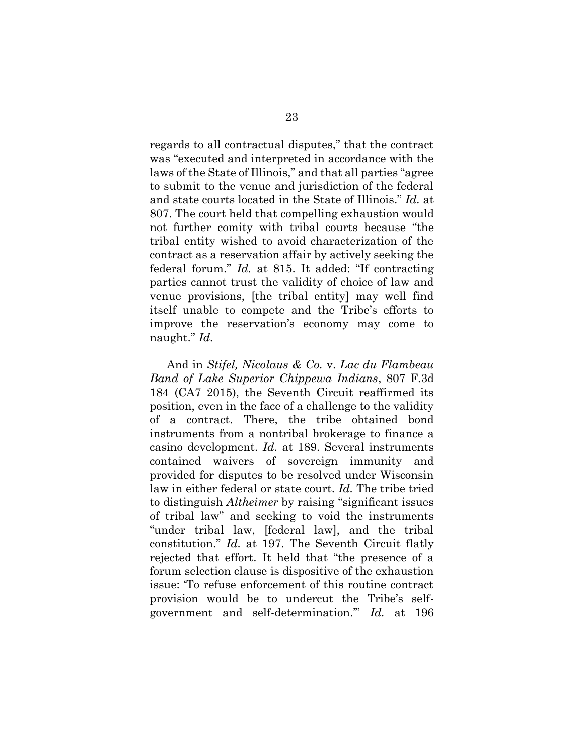regards to all contractual disputes," that the contract was "executed and interpreted in accordance with the laws of the State of Illinois," and that all parties "agree to submit to the venue and jurisdiction of the federal and state courts located in the State of Illinois." *Id.* at 807. The court held that compelling exhaustion would not further comity with tribal courts because "the tribal entity wished to avoid characterization of the contract as a reservation affair by actively seeking the federal forum." *Id.* at 815. It added: "If contracting parties cannot trust the validity of choice of law and venue provisions, [the tribal entity] may well find itself unable to compete and the Tribe's efforts to improve the reservation's economy may come to naught." *Id.*

And in *Stifel, Nicolaus & Co.* v. *Lac du Flambeau Band of Lake Superior Chippewa Indians*, 807 F.3d 184 (CA7 2015), the Seventh Circuit reaffirmed its position, even in the face of a challenge to the validity of a contract. There, the tribe obtained bond instruments from a nontribal brokerage to finance a casino development. *Id.* at 189. Several instruments contained waivers of sovereign immunity and provided for disputes to be resolved under Wisconsin law in either federal or state court. *Id.* The tribe tried to distinguish *Altheimer* by raising "significant issues of tribal law" and seeking to void the instruments "under tribal law, [federal law], and the tribal constitution." *Id.* at 197. The Seventh Circuit flatly rejected that effort. It held that "the presence of a forum selection clause is dispositive of the exhaustion issue: 'To refuse enforcement of this routine contract provision would be to undercut the Tribe's self-government and self-determination.'" *Id.* at 196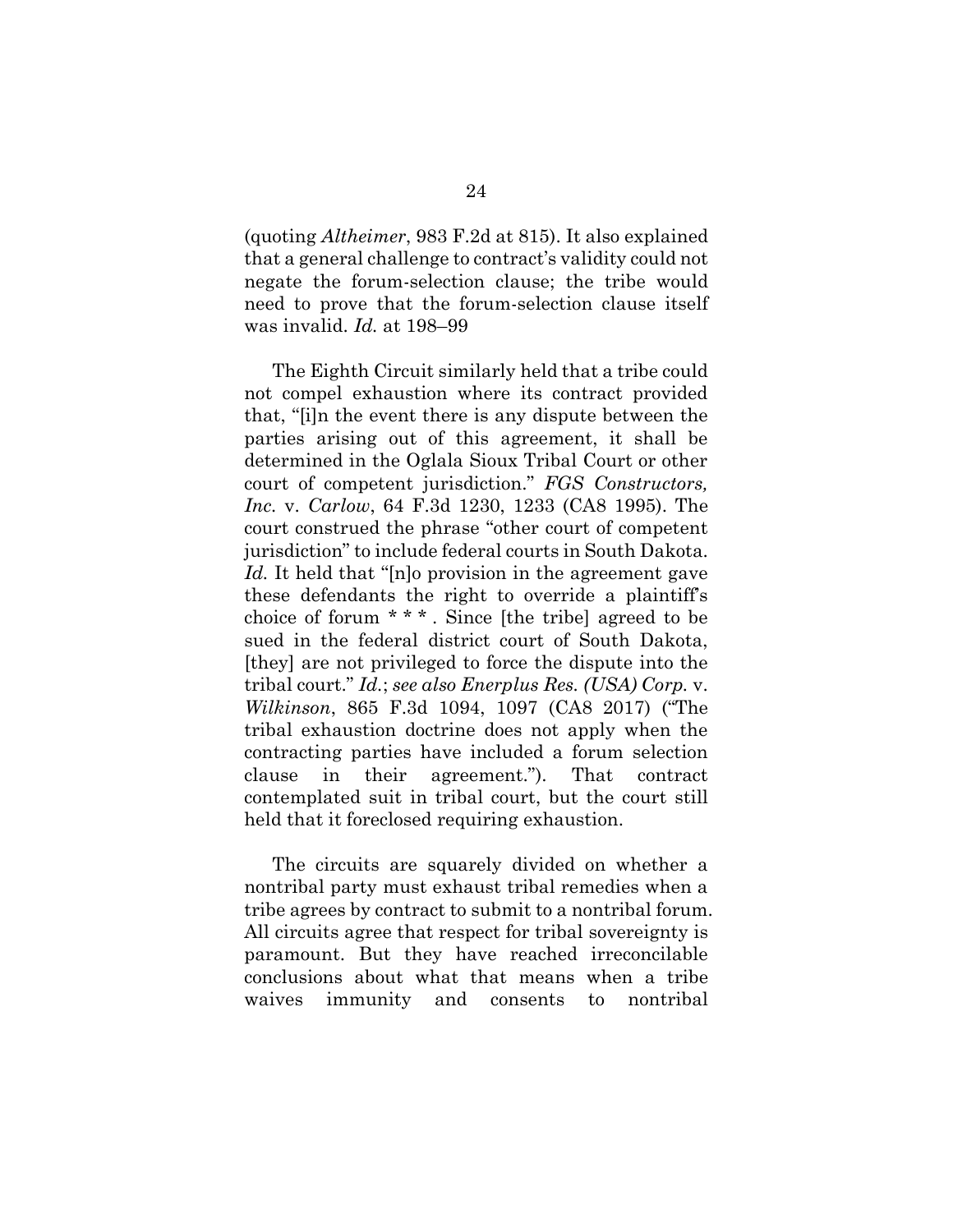(quoting *Altheimer*, 983 F.2d at 815). It also explained that a general challenge to contract's validity could not negate the forum-selection clause; the tribe would need to prove that the forum-selection clause itself was invalid. *Id.* at 198–99

The Eighth Circuit similarly held that a tribe could not compel exhaustion where its contract provided that, "[i]n the event there is any dispute between the parties arising out of this agreement, it shall be determined in the Oglala Sioux Tribal Court or other court of competent jurisdiction." *FGS Constructors, Inc.* v. *Carlow*, 64 F.3d 1230, 1233 (CA8 1995). The court construed the phrase "other court of competent jurisdiction" to include federal courts in South Dakota. *Id.* It held that "[n]o provision in the agreement gave these defendants the right to override a plaintiff's choice of forum * * * . Since [the tribe] agreed to be sued in the federal district court of South Dakota, [they] are not privileged to force the dispute into the tribal court." *Id.*; *see also Enerplus Res. (USA) Corp.* v. *Wilkinson*, 865 F.3d 1094, 1097 (CA8 2017) ("The tribal exhaustion doctrine does not apply when the contracting parties have included a forum selection clause in their agreement."). That contract contemplated suit in tribal court, but the court still held that it foreclosed requiring exhaustion.

The circuits are squarely divided on whether a nontribal party must exhaust tribal remedies when a tribe agrees by contract to submit to a nontribal forum. All circuits agree that respect for tribal sovereignty is paramount. But they have reached irreconcilable conclusions about what that means when a tribe waives immunity and consents to nontribal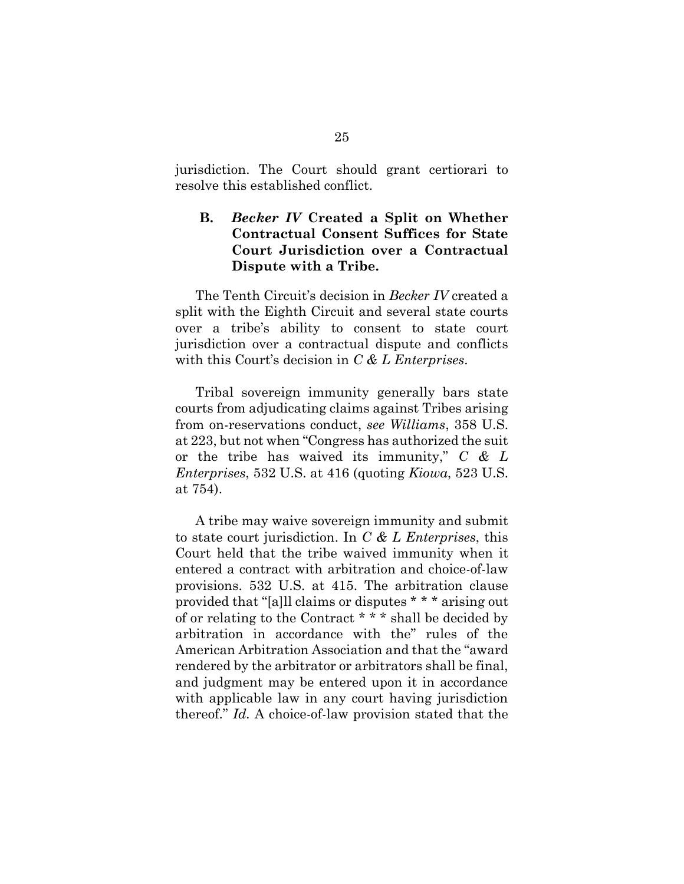jurisdiction. The Court should grant certiorari to resolve this established conflict.

### B. *Becker IV* Created a Split on Whether Contractual Consent Suffices for State Court Jurisdiction over a Contractual Dispute with a Tribe.

The Tenth Circuit's decision in *Becker IV* created a split with the Eighth Circuit and several state courts over a tribe's ability to consent to state court jurisdiction over a contractual dispute and conflicts with this Court's decision in *C & L Enterprises*.

Tribal sovereign immunity generally bars state courts from adjudicating claims against Tribes arising from on-reservations conduct, *see Williams*, 358 U.S. at 223, but not when "Congress has authorized the suit or the tribe has waived its immunity," *C & L Enterprises*, 532 U.S. at 416 (quoting *Kiowa*, 523 U.S. at 754).

A tribe may waive sovereign immunity and submit to state court jurisdiction. In *C & L Enterprises*, this Court held that the tribe waived immunity when it entered a contract with arbitration and choice-of-law provisions. 532 U.S. at 415. The arbitration clause provided that "[a]ll claims or disputes * * * arising out of or relating to the Contract * * * shall be decided by arbitration in accordance with the" rules of the American Arbitration Association and that the "award rendered by the arbitrator or arbitrators shall be final, and judgment may be entered upon it in accordance with applicable law in any court having jurisdiction thereof." *Id.* A choice-of-law provision stated that the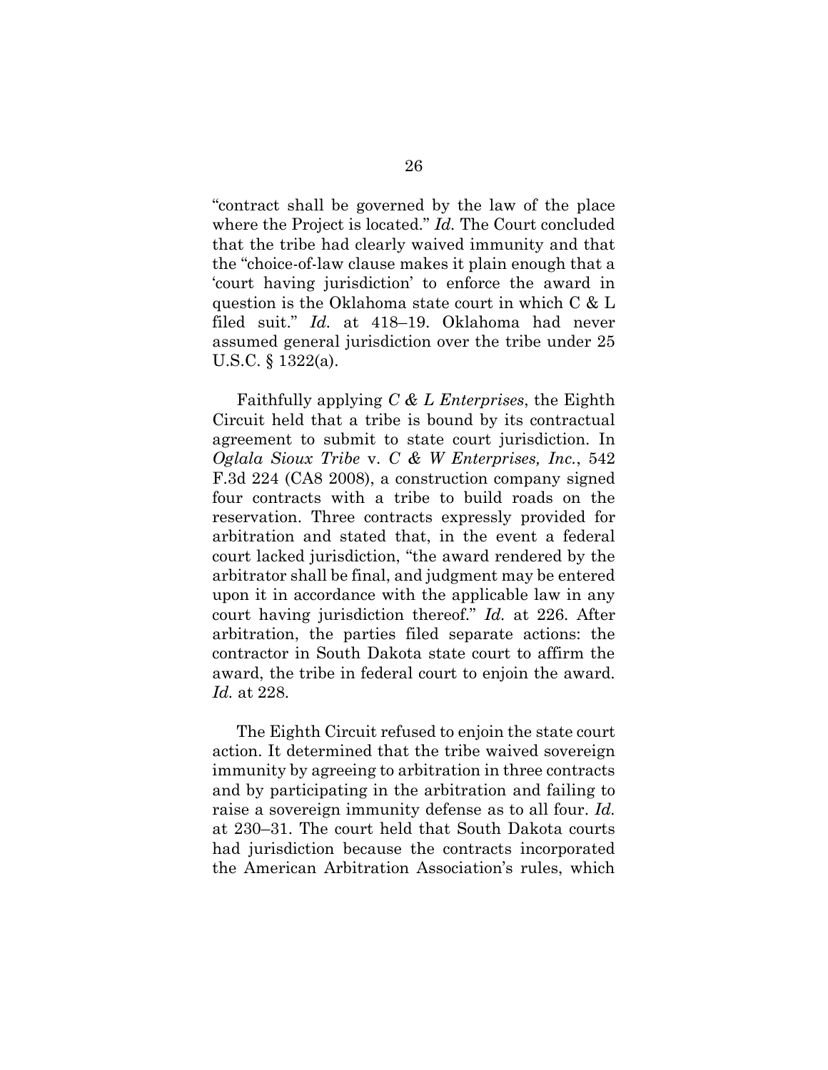"contract shall be governed by the law of the place where the Project is located." *Id.* The Court concluded that the tribe had clearly waived immunity and that the "choice-of-law clause makes it plain enough that a 'court having jurisdiction' to enforce the award in question is the Oklahoma state court in which C & L filed suit." *Id.* at 418–19. Oklahoma had never assumed general jurisdiction over the tribe under 25 U.S.C. § 1322(a).

Faithfully applying *C & L Enterprises*, the Eighth Circuit held that a tribe is bound by its contractual agreement to submit to state court jurisdiction. In *Oglala Sioux Tribe* v. *C & W Enterprises, Inc.*, 542 F.3d 224 (CA8 2008), a construction company signed four contracts with a tribe to build roads on the reservation. Three contracts expressly provided for arbitration and stated that, in the event a federal court lacked jurisdiction, "the award rendered by the arbitrator shall be final, and judgment may be entered upon it in accordance with the applicable law in any court having jurisdiction thereof." *Id.* at 226. After arbitration, the parties filed separate actions: the contractor in South Dakota state court to affirm the award, the tribe in federal court to enjoin the award. *Id.* at 228.

The Eighth Circuit refused to enjoin the state court action. It determined that the tribe waived sovereign immunity by agreeing to arbitration in three contracts and by participating in the arbitration and failing to raise a sovereign immunity defense as to all four. *Id.* at 230–31. The court held that South Dakota courts had jurisdiction because the contracts incorporated the American Arbitration Association's rules, which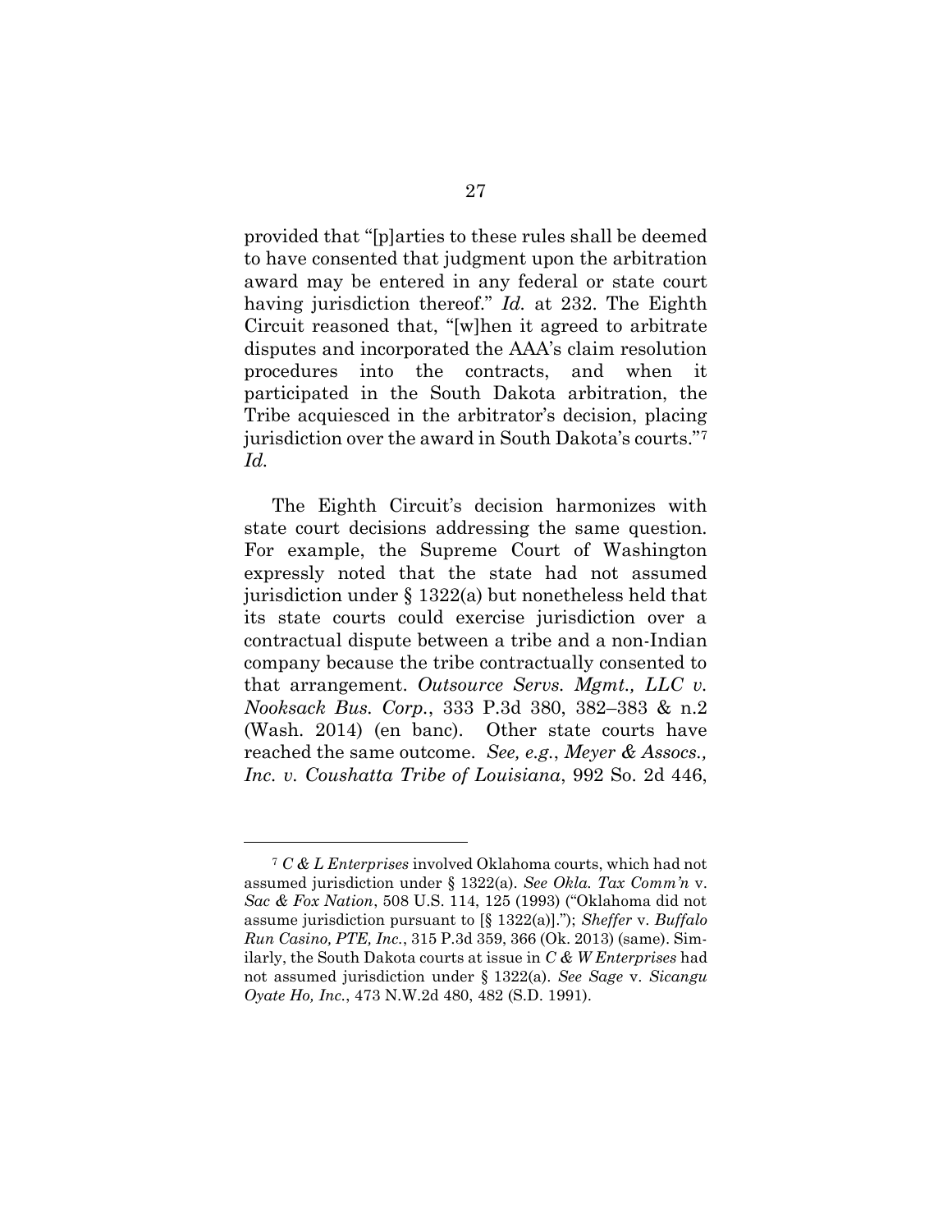provided that "[p]arties to these rules shall be deemed to have consented that judgment upon the arbitration award may be entered in any federal or state court having jurisdiction thereof." *Id.* at 232. The Eighth Circuit reasoned that, "[w]hen it agreed to arbitrate disputes and incorporated the AAA's claim resolution procedures into the contracts, and when it participated in the South Dakota arbitration, the Tribe acquiesced in the arbitrator's decision, placing jurisdiction over the award in South Dakota's courts."[7] *Id.*

The Eighth Circuit's decision harmonizes with state court decisions addressing the same question. For example, the Supreme Court of Washington expressly noted that the state had not assumed jurisdiction under § 1322(a) but nonetheless held that its state courts could exercise jurisdiction over a contractual dispute between a tribe and a non-Indian company because the tribe contractually consented to that arrangement. *Outsource Servs. Mgmt., LLC v. Nooksack Bus. Corp.*, 333 P.3d 380, 382–383 & n.2 (Wash. 2014) (en banc). Other state courts have reached the same outcome. *See, e.g.*, *Meyer & Assocs., Inc. v. Coushatta Tribe of Louisiana*, 992 So. 2d 446,

---

[7] *C & L Enterprises* involved Oklahoma courts, which had not assumed jurisdiction under § 1322(a). *See Okla. Tax Comm'n* v. *Sac & Fox Nation*, 508 U.S. 114, 125 (1993) ("Oklahoma did not assume jurisdiction pursuant to [§ 1322(a)]."); *Sheffer* v. *Buffalo Run Casino, PTE, Inc.*, 315 P.3d 359, 366 (Ok. 2013) (same). Similarly, the South Dakota courts at issue in *C & W Enterprises* had not assumed jurisdiction under § 1322(a). *See Sage* v. *Sicangu Oyate Ho, Inc.*, 473 N.W.2d 480, 482 (S.D. 1991).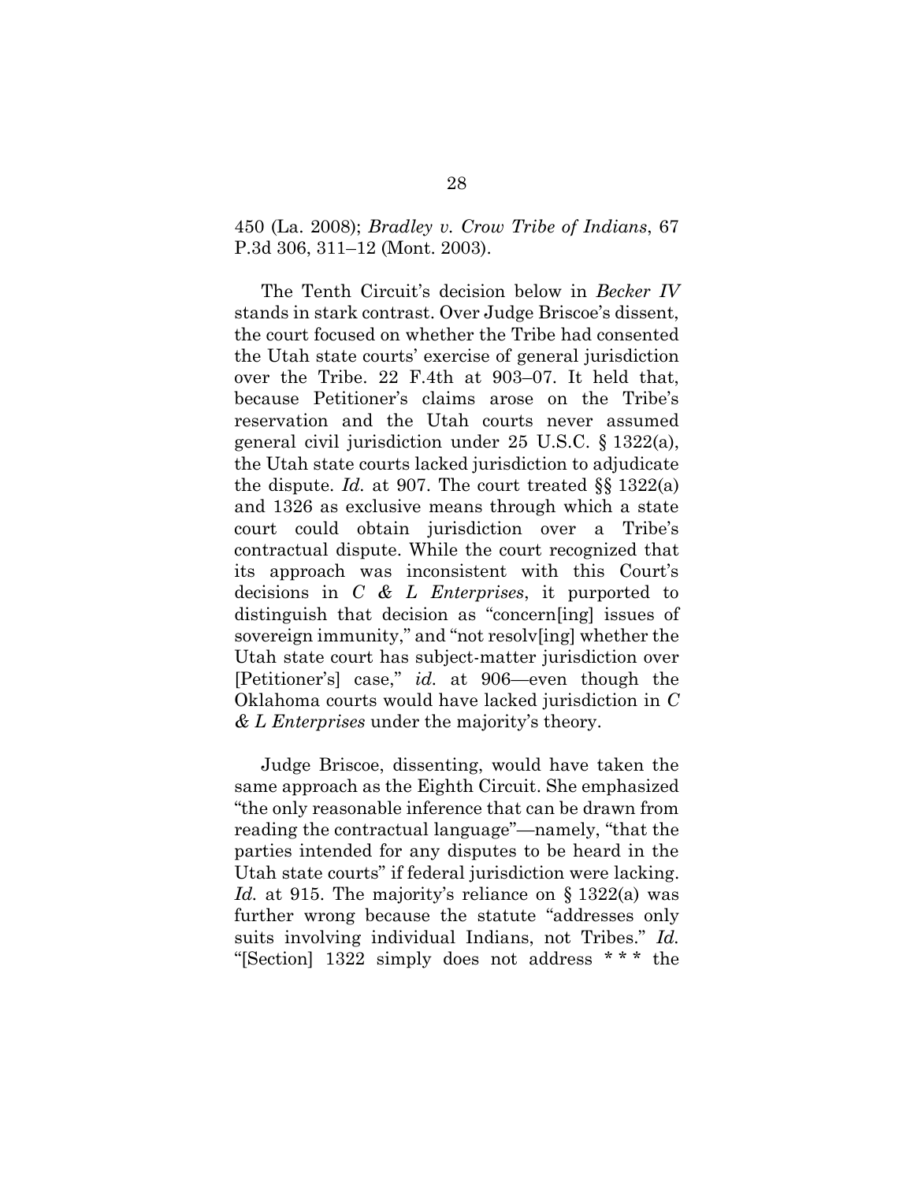450 (La. 2008); *Bradley v. Crow Tribe of Indians*, 67 P.3d 306, 311–12 (Mont. 2003).

The Tenth Circuit's decision below in *Becker IV* stands in stark contrast. Over Judge Briscoe's dissent, the court focused on whether the Tribe had consented the Utah state courts' exercise of general jurisdiction over the Tribe. 22 F.4th at 903–07. It held that, because Petitioner's claims arose on the Tribe's reservation and the Utah courts never assumed general civil jurisdiction under 25 U.S.C. § 1322(a), the Utah state courts lacked jurisdiction to adjudicate the dispute. *Id.* at 907. The court treated §§ 1322(a) and 1326 as exclusive means through which a state court could obtain jurisdiction over a Tribe's contractual dispute. While the court recognized that its approach was inconsistent with this Court's decisions in *C & L Enterprises*, it purported to distinguish that decision as "concern[ing] issues of sovereign immunity," and "not resolv[ing] whether the Utah state court has subject-matter jurisdiction over [Petitioner's] case," *id.* at 906—even though the Oklahoma courts would have lacked jurisdiction in *C & L Enterprises* under the majority's theory.

Judge Briscoe, dissenting, would have taken the same approach as the Eighth Circuit. She emphasized "the only reasonable inference that can be drawn from reading the contractual language"—namely, "that the parties intended for any disputes to be heard in the Utah state courts" if federal jurisdiction were lacking. *Id.* at 915. The majority's reliance on § 1322(a) was further wrong because the statute "addresses only suits involving individual Indians, not Tribes." *Id.* "[Section] 1322 simply does not address * * * the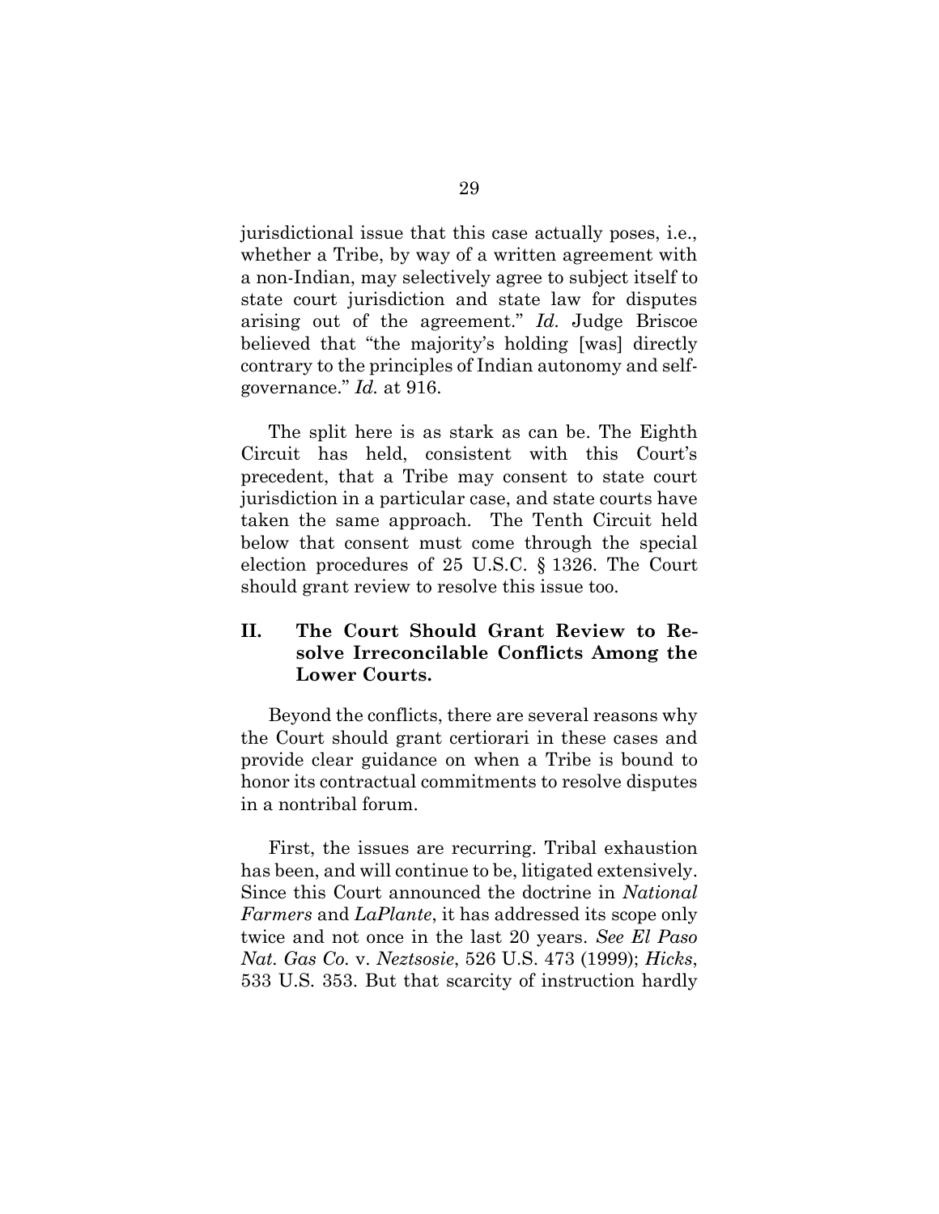jurisdictional issue that this case actually poses, i.e., whether a Tribe, by way of a written agreement with a non-Indian, may selectively agree to subject itself to state court jurisdiction and state law for disputes arising out of the agreement." *Id.* Judge Briscoe believed that "the majority's holding [was] directly contrary to the principles of Indian autonomy and self-governance." *Id.* at 916.

The split here is as stark as can be. The Eighth Circuit has held, consistent with this Court's precedent, that a Tribe may consent to state court jurisdiction in a particular case, and state courts have taken the same approach. The Tenth Circuit held below that consent must come through the special election procedures of 25 U.S.C. § 1326. The Court should grant review to resolve this issue too.

## II. The Court Should Grant Review to Resolve Irreconcilable Conflicts Among the Lower Courts.

Beyond the conflicts, there are several reasons why the Court should grant certiorari in these cases and provide clear guidance on when a Tribe is bound to honor its contractual commitments to resolve disputes in a nontribal forum.

First, the issues are recurring. Tribal exhaustion has been, and will continue to be, litigated extensively. Since this Court announced the doctrine in *National Farmers* and *LaPlante*, it has addressed its scope only twice and not once in the last 20 years. *See El Paso Nat. Gas Co.* v. *Neztsosie*, 526 U.S. 473 (1999); *Hicks*, 533 U.S. 353. But that scarcity of instruction hardly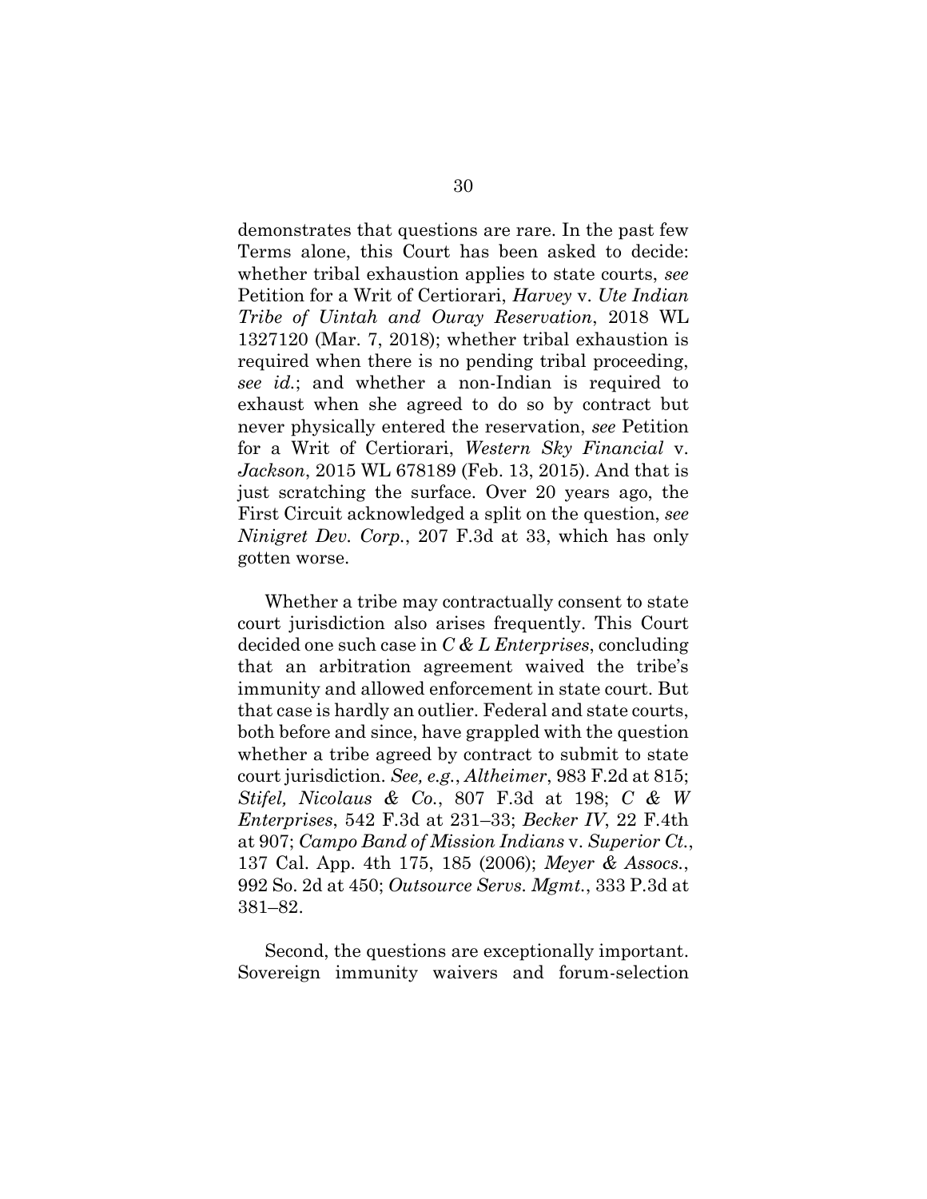demonstrates that questions are rare. In the past few Terms alone, this Court has been asked to decide: whether tribal exhaustion applies to state courts, *see* Petition for a Writ of Certiorari, *Harvey* v. *Ute Indian Tribe of Uintah and Ouray Reservation*, 2018 WL 1327120 (Mar. 7, 2018); whether tribal exhaustion is required when there is no pending tribal proceeding, *see id.*; and whether a non-Indian is required to exhaust when she agreed to do so by contract but never physically entered the reservation, *see* Petition for a Writ of Certiorari, *Western Sky Financial* v. *Jackson*, 2015 WL 678189 (Feb. 13, 2015). And that is just scratching the surface. Over 20 years ago, the First Circuit acknowledged a split on the question, *see Ninigret Dev. Corp.*, 207 F.3d at 33, which has only gotten worse.

Whether a tribe may contractually consent to state court jurisdiction also arises frequently. This Court decided one such case in *C & L Enterprises*, concluding that an arbitration agreement waived the tribe's immunity and allowed enforcement in state court. But that case is hardly an outlier. Federal and state courts, both before and since, have grappled with the question whether a tribe agreed by contract to submit to state court jurisdiction. *See, e.g.*, *Altheimer*, 983 F.2d at 815; *Stifel, Nicolaus & Co.*, 807 F.3d at 198; *C & W Enterprises*, 542 F.3d at 231–33; *Becker IV*, 22 F.4th at 907; *Campo Band of Mission Indians* v. *Superior Ct.*, 137 Cal. App. 4th 175, 185 (2006); *Meyer & Assocs.*, 992 So. 2d at 450; *Outsource Servs. Mgmt.*, 333 P.3d at 381–82.

Second, the questions are exceptionally important. Sovereign immunity waivers and forum-selection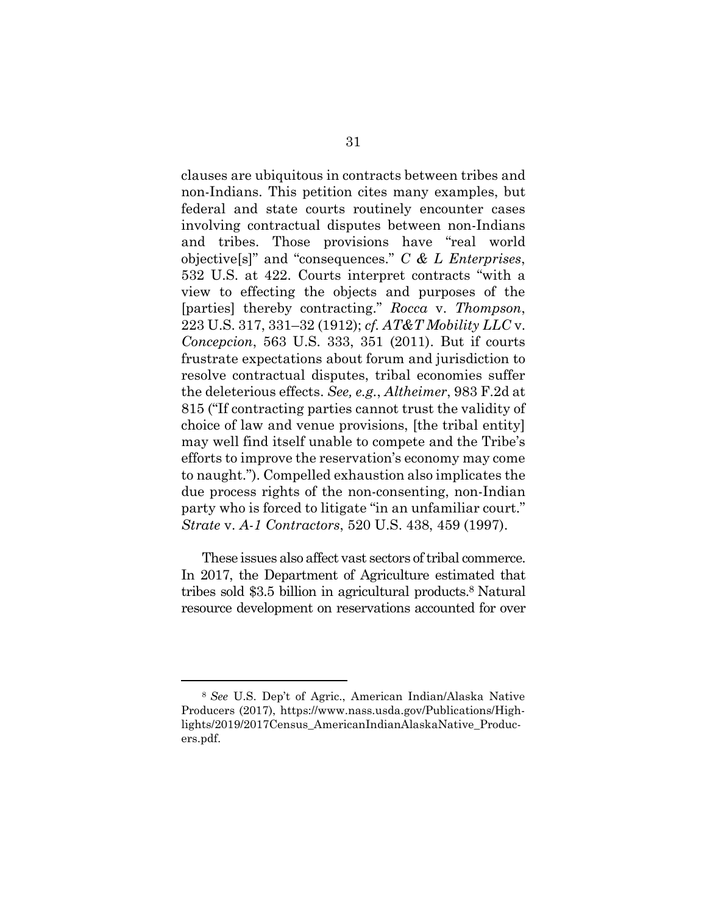clauses are ubiquitous in contracts between tribes and non-Indians. This petition cites many examples, but federal and state courts routinely encounter cases involving contractual disputes between non-Indians and tribes. Those provisions have "real world objective[s]" and "consequences." *C & L Enterprises*, 532 U.S. at 422. Courts interpret contracts "with a view to effecting the objects and purposes of the [parties] thereby contracting." *Rocca* v. *Thompson*, 223 U.S. 317, 331–32 (1912); *cf. AT&T Mobility LLC* v. *Concepcion*, 563 U.S. 333, 351 (2011). But if courts frustrate expectations about forum and jurisdiction to resolve contractual disputes, tribal economies suffer the deleterious effects. *See, e.g.*, *Altheimer*, 983 F.2d at 815 ("If contracting parties cannot trust the validity of choice of law and venue provisions, [the tribal entity] may well find itself unable to compete and the Tribe's efforts to improve the reservation's economy may come to naught."). Compelled exhaustion also implicates the due process rights of the non-consenting, non-Indian party who is forced to litigate "in an unfamiliar court." *Strate* v. *A-1 Contractors*, 520 U.S. 438, 459 (1997).

These issues also affect vast sectors of tribal commerce. In 2017, the Department of Agriculture estimated that tribes sold $3.5 billion in agricultural products.[8] Natural resource development on reservations accounted for over

[8] *See* U.S. Dep't of Agric., American Indian/Alaska Native Producers (2017), https://www.nass.usda.gov/Publications/Highlights/2019/2017Census_AmericanIndianAlaskaNative_Producers.pdf.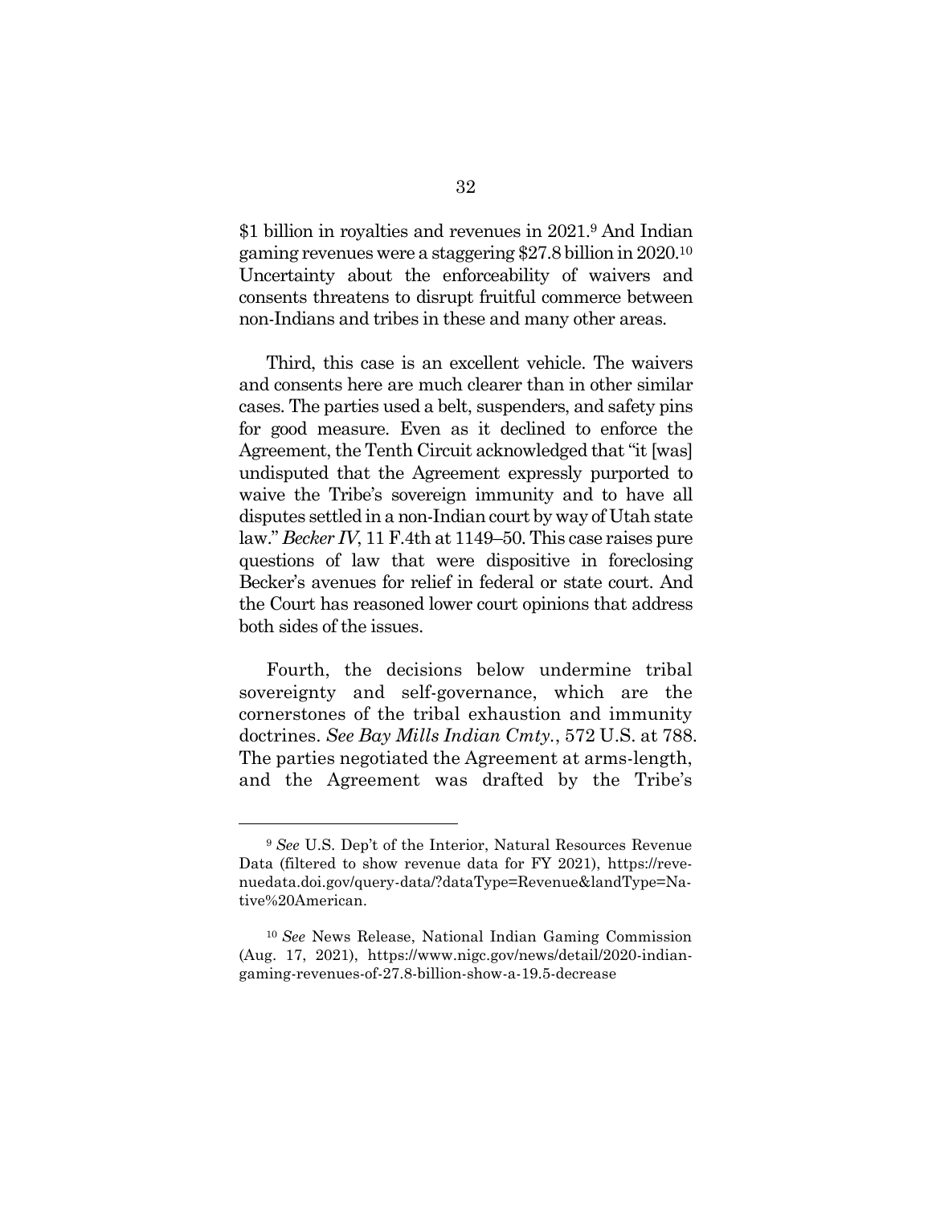$1 billion in royalties and revenues in 2021.[9] And Indian gaming revenues were a staggering $27.8 billion in 2020.[10] Uncertainty about the enforceability of waivers and consents threatens to disrupt fruitful commerce between non-Indians and tribes in these and many other areas.

Third, this case is an excellent vehicle. The waivers and consents here are much clearer than in other similar cases. The parties used a belt, suspenders, and safety pins for good measure. Even as it declined to enforce the Agreement, the Tenth Circuit acknowledged that "it [was] undisputed that the Agreement expressly purported to waive the Tribe's sovereign immunity and to have all disputes settled in a non-Indian court by way of Utah state law." *Becker IV*, 11 F.4th at 1149–50. This case raises pure questions of law that were dispositive in foreclosing Becker's avenues for relief in federal or state court. And the Court has reasoned lower court opinions that address both sides of the issues.

Fourth, the decisions below undermine tribal sovereignty and self-governance, which are the cornerstones of the tribal exhaustion and immunity doctrines. *See Bay Mills Indian Cmty.*, 572 U.S. at 788. The parties negotiated the Agreement at arms-length, and the Agreement was drafted by the Tribe's

---

[9] *See* U.S. Dep't of the Interior, Natural Resources Revenue Data (filtered to show revenue data for FY 2021), https://revenuedata.doi.gov/query-data/?dataType=Revenue&landType=Native%20American.

[10] *See* News Release, National Indian Gaming Commission (Aug. 17, 2021), https://www.nigc.gov/news/detail/2020-indian-gaming-revenues-of-27.8-billion-show-a-19.5-decrease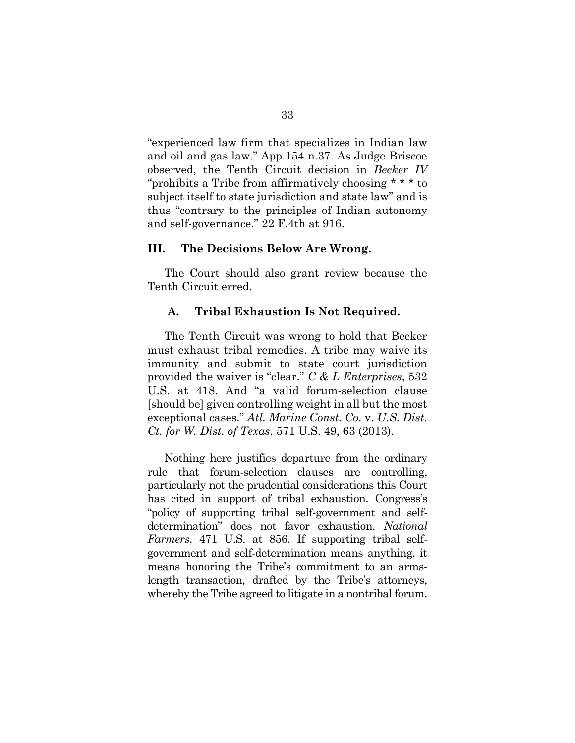"experienced law firm that specializes in Indian law and oil and gas law." App.154 n.37. As Judge Briscoe observed, the Tenth Circuit decision in *Becker IV* "prohibits a Tribe from affirmatively choosing * * * to subject itself to state jurisdiction and state law" and is thus "contrary to the principles of Indian autonomy and self-governance." 22 F.4th at 916.

## III. The Decisions Below Are Wrong.

The Court should also grant review because the Tenth Circuit erred.

### A. Tribal Exhaustion Is Not Required.

The Tenth Circuit was wrong to hold that Becker must exhaust tribal remedies. A tribe may waive its immunity and submit to state court jurisdiction provided the waiver is "clear." *C & L Enterprises*, 532 U.S. at 418. And "a valid forum-selection clause [should be] given controlling weight in all but the most exceptional cases." *Atl. Marine Const. Co.* v. *U.S. Dist. Ct. for W. Dist. of Texas*, 571 U.S. 49, 63 (2013).

Nothing here justifies departure from the ordinary rule that forum-selection clauses are controlling, particularly not the prudential considerations this Court has cited in support of tribal exhaustion. Congress's "policy of supporting tribal self-government and self-determination" does not favor exhaustion. *National Farmers*, 471 U.S. at 856. If supporting tribal self-government and self-determination means anything, it means honoring the Tribe's commitment to an arms-length transaction, drafted by the Tribe's attorneys, whereby the Tribe agreed to litigate in a nontribal forum.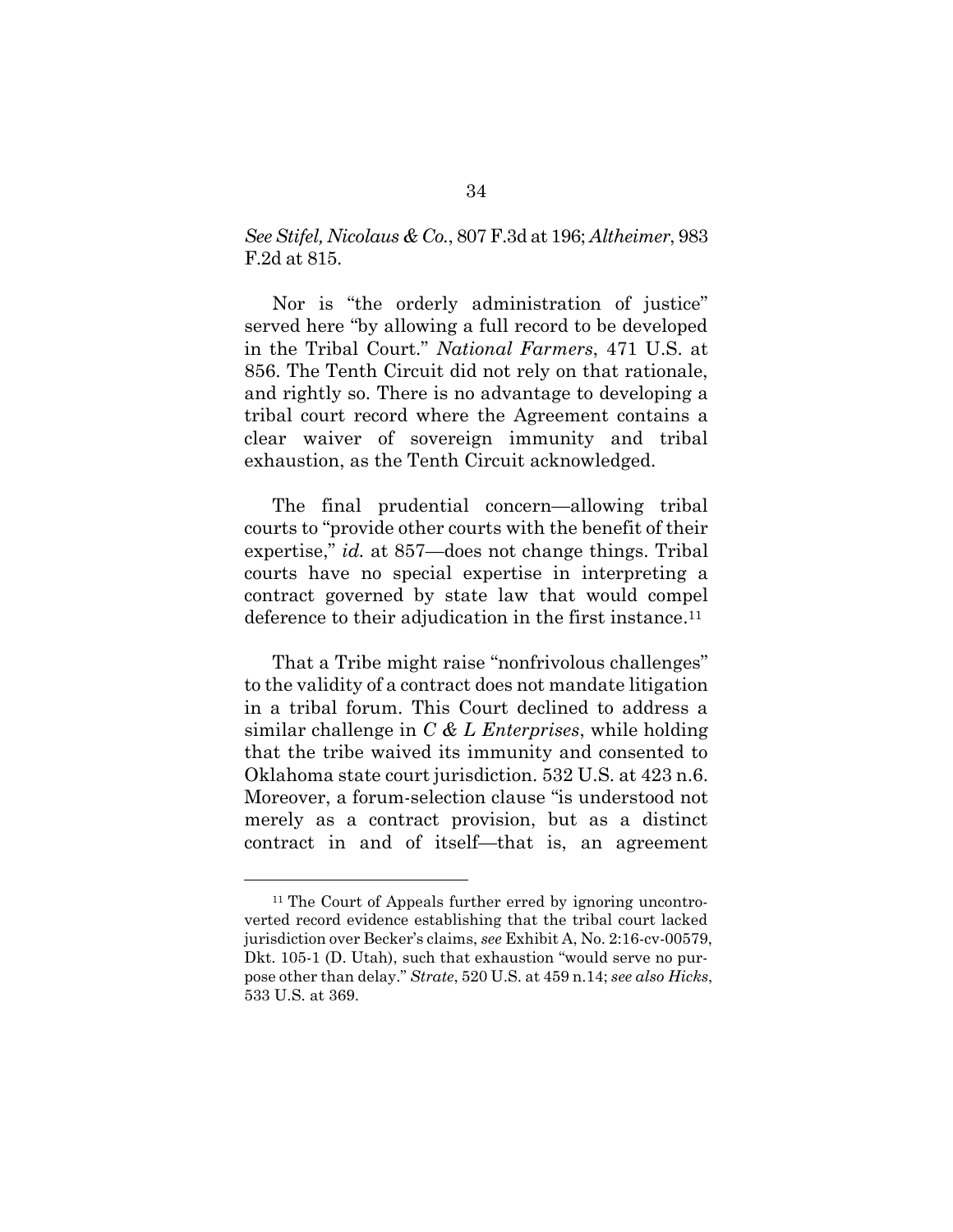*See Stifel, Nicolaus & Co.*, 807 F.3d at 196; *Altheimer*, 983 F.2d at 815.

Nor is "the orderly administration of justice" served here "by allowing a full record to be developed in the Tribal Court." *National Farmers*, 471 U.S. at 856. The Tenth Circuit did not rely on that rationale, and rightly so. There is no advantage to developing a tribal court record where the Agreement contains a clear waiver of sovereign immunity and tribal exhaustion, as the Tenth Circuit acknowledged.

The final prudential concern—allowing tribal courts to "provide other courts with the benefit of their expertise," *id.* at 857—does not change things. Tribal courts have no special expertise in interpreting a contract governed by state law that would compel deference to their adjudication in the first instance.[11]

That a Tribe might raise "nonfrivolous challenges" to the validity of a contract does not mandate litigation in a tribal forum. This Court declined to address a similar challenge in *C & L Enterprises*, while holding that the tribe waived its immunity and consented to Oklahoma state court jurisdiction. 532 U.S. at 423 n.6. Moreover, a forum-selection clause "is understood not merely as a contract provision, but as a distinct contract in and of itself—that is, an agreement

---

[11] The Court of Appeals further erred by ignoring uncontroverted record evidence establishing that the tribal court lacked jurisdiction over Becker's claims, *see* Exhibit A, No. 2:16-cv-00579, Dkt. 105-1 (D. Utah), such that exhaustion "would serve no purpose other than delay." *Strate*, 520 U.S. at 459 n.14; *see also Hicks*, 533 U.S. at 369.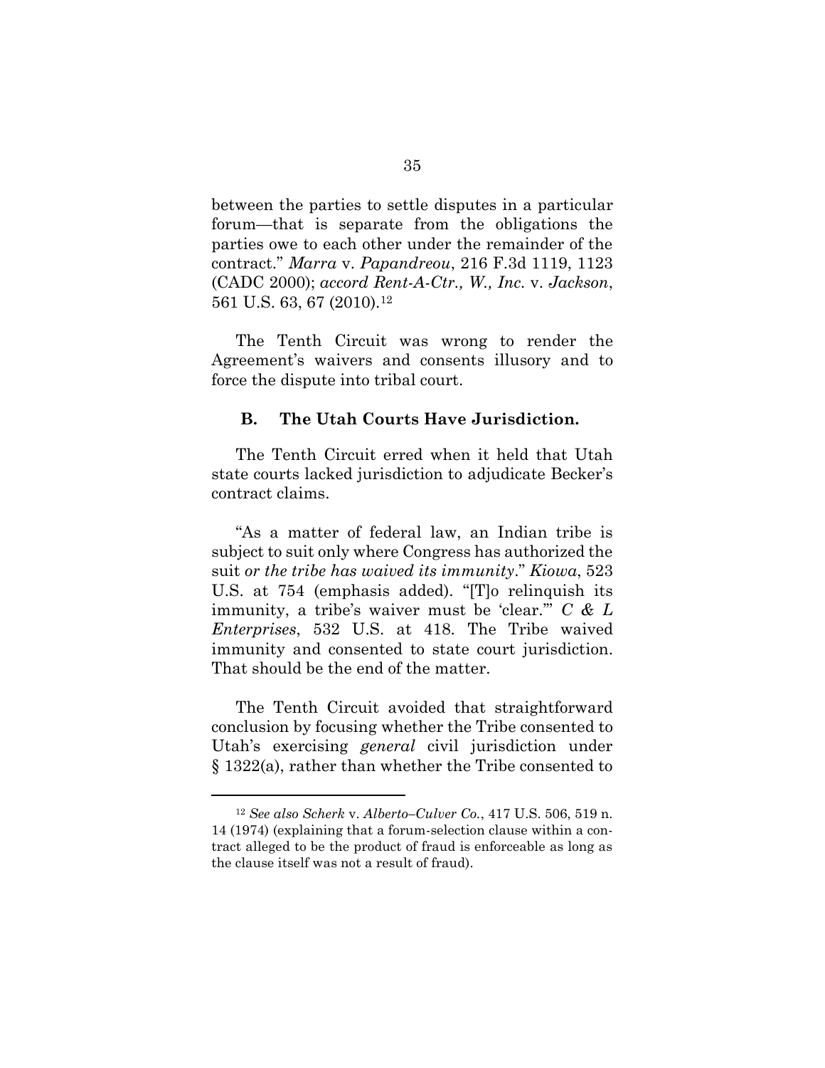between the parties to settle disputes in a particular forum—that is separate from the obligations the parties owe to each other under the remainder of the contract." *Marra* v. *Papandreou*, 216 F.3d 1119, 1123 (CADC 2000); *accord Rent-A-Ctr., W., Inc.* v. *Jackson*, 561 U.S. 63, 67 (2010).[12]

The Tenth Circuit was wrong to render the Agreement's waivers and consents illusory and to force the dispute into tribal court.

### B. The Utah Courts Have Jurisdiction.

The Tenth Circuit erred when it held that Utah state courts lacked jurisdiction to adjudicate Becker's contract claims.

"As a matter of federal law, an Indian tribe is subject to suit only where Congress has authorized the suit *or the tribe has waived its immunity*." *Kiowa*, 523 U.S. at 754 (emphasis added). "[T]o relinquish its immunity, a tribe's waiver must be 'clear.'" *C & L Enterprises*, 532 U.S. at 418. The Tribe waived immunity and consented to state court jurisdiction. That should be the end of the matter.

The Tenth Circuit avoided that straightforward conclusion by focusing whether the Tribe consented to Utah's exercising *general* civil jurisdiction under § 1322(a), rather than whether the Tribe consented to

---

[12] *See also Scherk* v. *Alberto–Culver Co.*, 417 U.S. 506, 519 n. 14 (1974) (explaining that a forum-selection clause within a contract alleged to be the product of fraud is enforceable as long as the clause itself was not a result of fraud).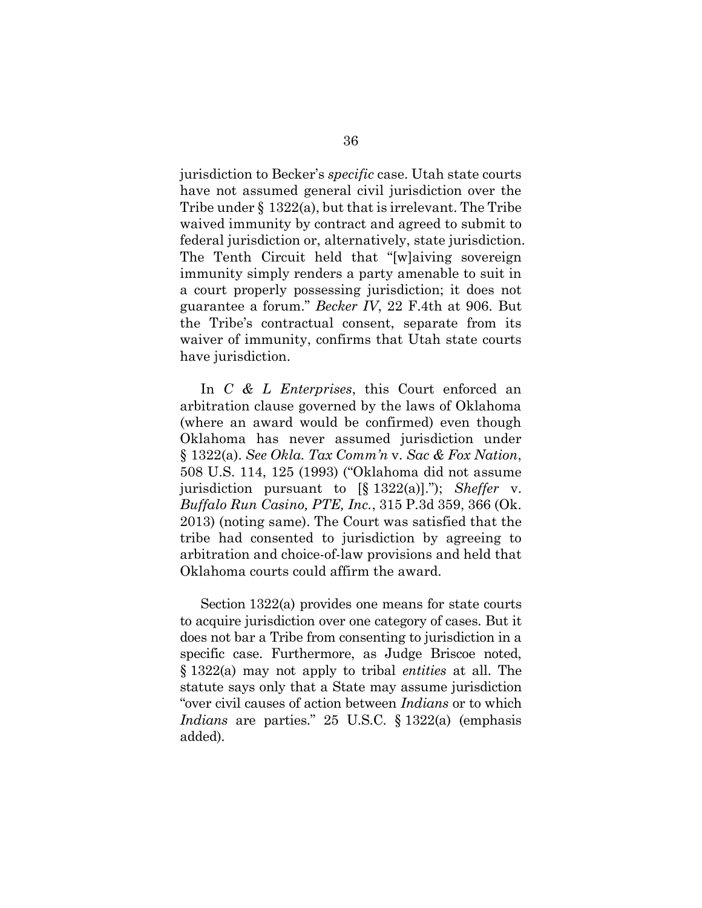jurisdiction to Becker's *specific* case. Utah state courts have not assumed general civil jurisdiction over the Tribe under § 1322(a), but that is irrelevant. The Tribe waived immunity by contract and agreed to submit to federal jurisdiction or, alternatively, state jurisdiction. The Tenth Circuit held that "[w]aiving sovereign immunity simply renders a party amenable to suit in a court properly possessing jurisdiction; it does not guarantee a forum." *Becker IV*, 22 F.4th at 906. But the Tribe's contractual consent, separate from its waiver of immunity, confirms that Utah state courts have jurisdiction.

In *C & L Enterprises*, this Court enforced an arbitration clause governed by the laws of Oklahoma (where an award would be confirmed) even though Oklahoma has never assumed jurisdiction under § 1322(a). *See Okla. Tax Comm'n* v. *Sac & Fox Nation*, 508 U.S. 114, 125 (1993) ("Oklahoma did not assume jurisdiction pursuant to [§ 1322(a)]."); *Sheffer* v. *Buffalo Run Casino, PTE, Inc.*, 315 P.3d 359, 366 (Ok. 2013) (noting same). The Court was satisfied that the tribe had consented to jurisdiction by agreeing to arbitration and choice-of-law provisions and held that Oklahoma courts could affirm the award.

Section 1322(a) provides one means for state courts to acquire jurisdiction over one category of cases. But it does not bar a Tribe from consenting to jurisdiction in a specific case. Furthermore, as Judge Briscoe noted, § 1322(a) may not apply to tribal *entities* at all. The statute says only that a State may assume jurisdiction "over civil causes of action between *Indians* or to which *Indians* are parties." 25 U.S.C. § 1322(a) (emphasis added).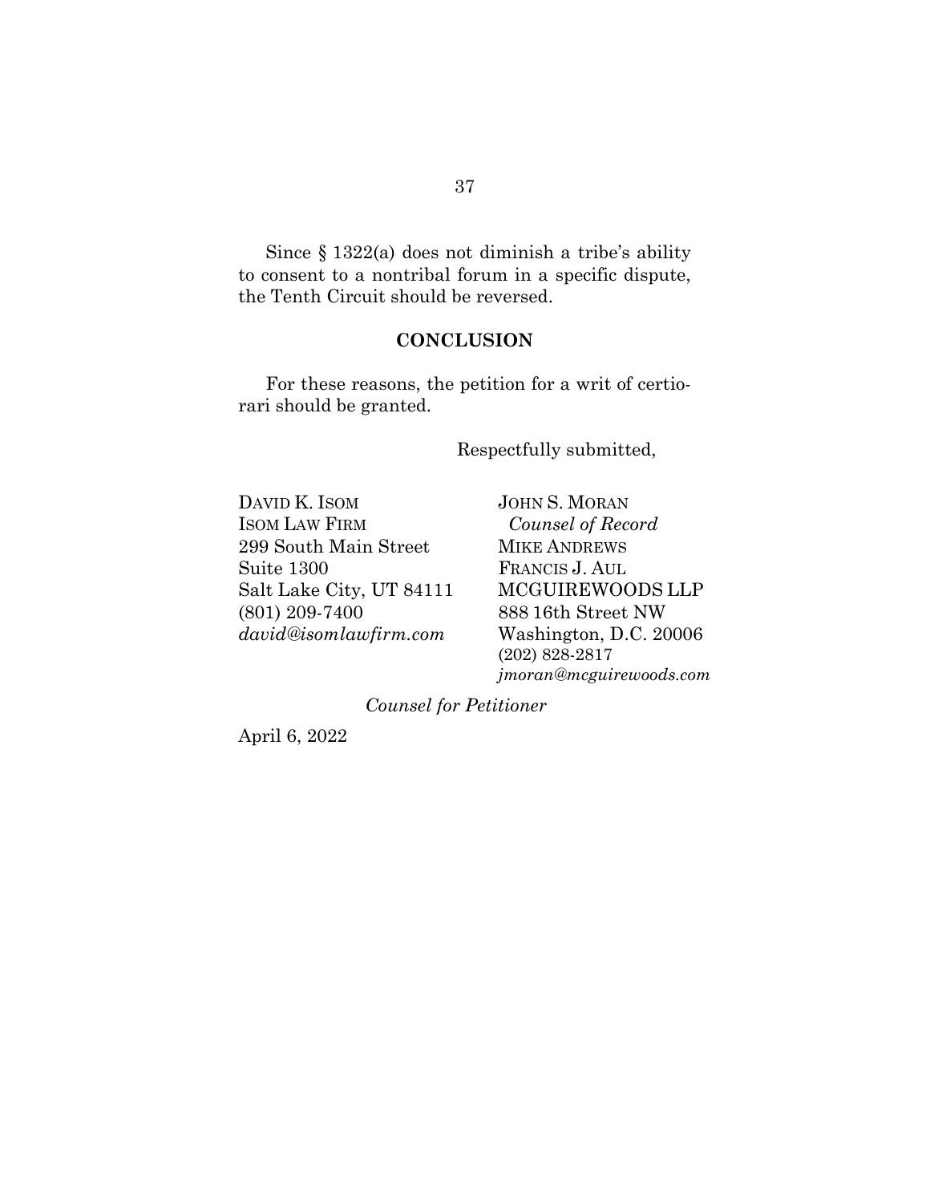Since § 1322(a) does not diminish a tribe's ability to consent to a nontribal forum in a specific dispute, the Tenth Circuit should be reversed.

## CONCLUSION

For these reasons, the petition for a writ of certiorari should be granted.

Respectfully submitted,

DAVID K. ISOM
ISOM LAW FIRM
299 South Main Street
Suite 1300
Salt Lake City, UT 84111
(801) 209-7400
*david@isomlawfirm.com*

JOHN S. MORAN
*Counsel of Record*
MIKE ANDREWS
FRANCIS J. AUL
MCGUIREWOODS LLP
888 16th Street NW
Washington, D.C. 20006
(202) 828-2817
*jmoran@mcguirewoods.com*

*Counsel for Petitioner*

April 6, 2022